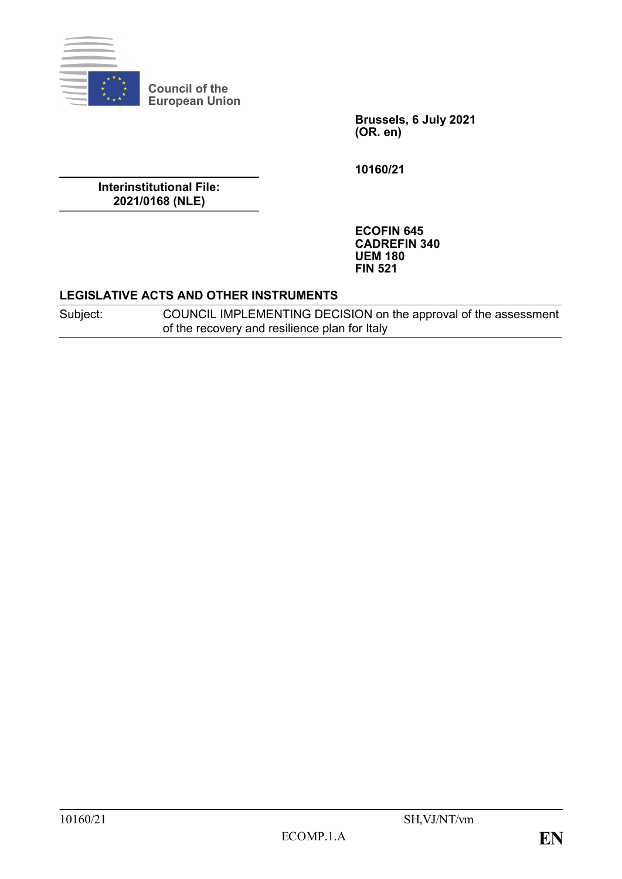Council of the
European Union

**Brussels, 6 July 2021**
**(OR. en)**

**10160/21**

**Interinstitutional File:**
**2021/0168 (NLE)**

**ECOFIN 645**
**CADREFIN 340**
**UEM 180**
**FIN 521**

**LEGISLATIVE ACTS AND OTHER INSTRUMENTS**

| Subject: | COUNCIL IMPLEMENTING DECISION on the approval of the assessment of the recovery and resilience plan for Italy |
|---|---|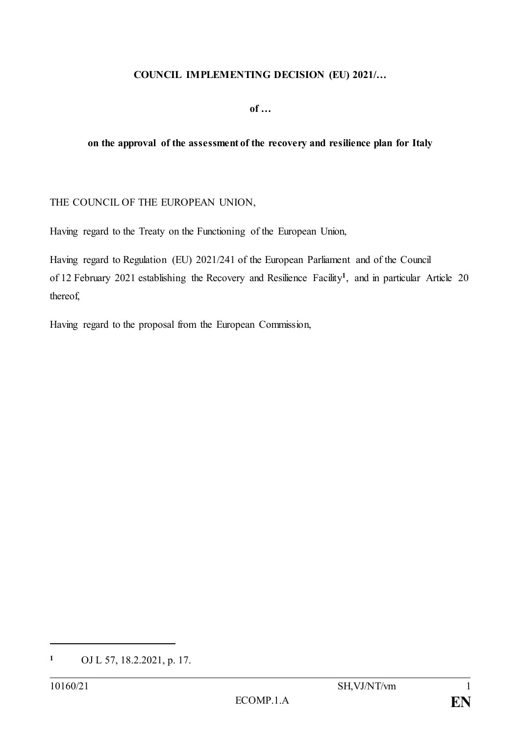**COUNCIL IMPLEMENTING DECISION (EU) 2021/…**

**of …**

**on the approval of the assessment of the recovery and resilience plan for Italy**

THE COUNCIL OF THE EUROPEAN UNION,

Having regard to the Treaty on the Functioning of the European Union,

Having regard to Regulation (EU) 2021/241 of the European Parliament and of the Council of 12 February 2021 establishing the Recovery and Resilience Facility[1], and in particular Article 20 thereof,

Having regard to the proposal from the European Commission,

---

[1] OJ L 57, 18.2.2021, p. 17.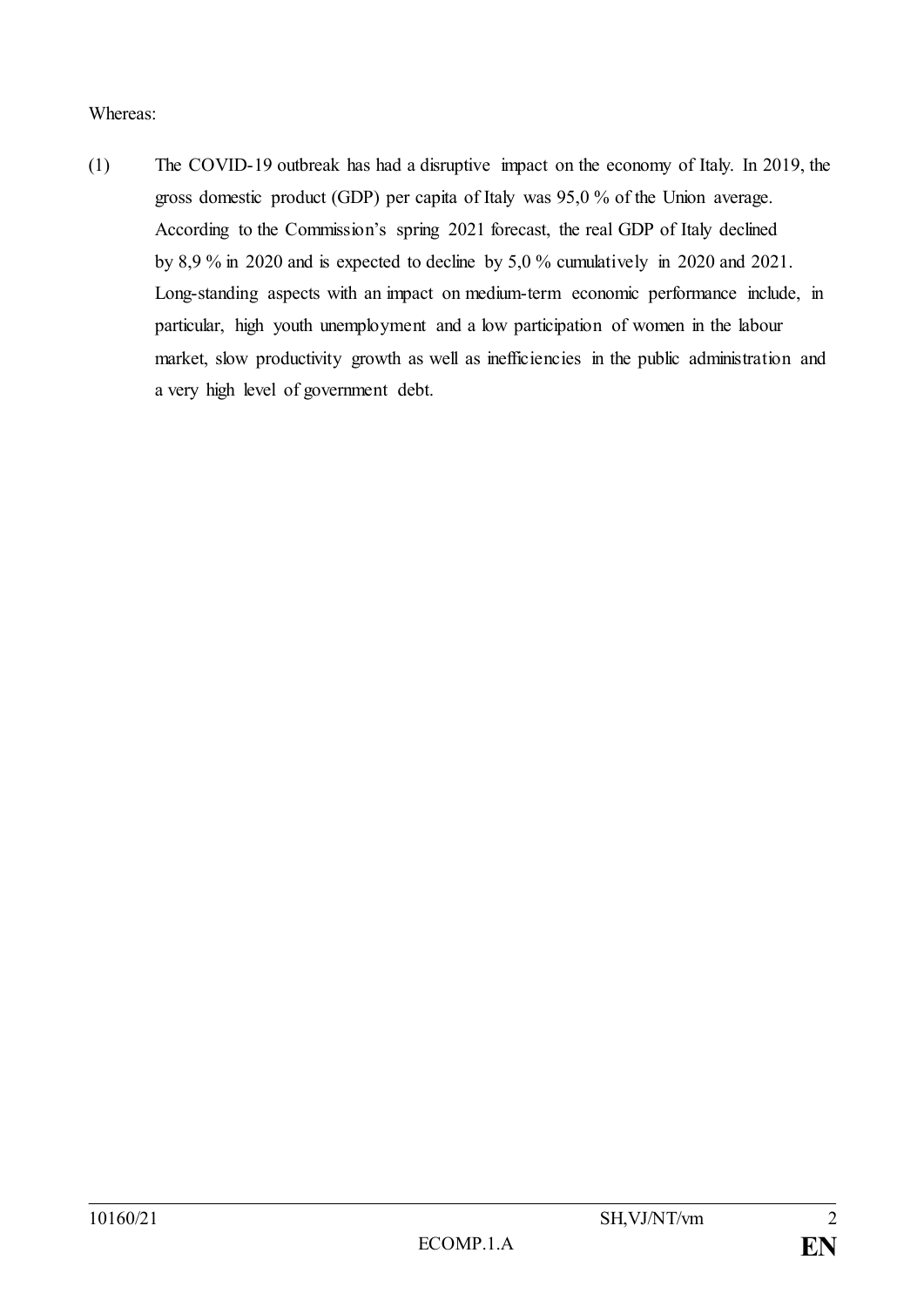Whereas:

(1) The COVID-19 outbreak has had a disruptive impact on the economy of Italy. In 2019, the gross domestic product (GDP) per capita of Italy was 95,0 % of the Union average. According to the Commission's spring 2021 forecast, the real GDP of Italy declined by 8,9 % in 2020 and is expected to decline by 5,0 % cumulatively in 2020 and 2021. Long-standing aspects with an impact on medium-term economic performance include, in particular, high youth unemployment and a low participation of women in the labour market, slow productivity growth as well as inefficiencies in the public administration and a very high level of government debt.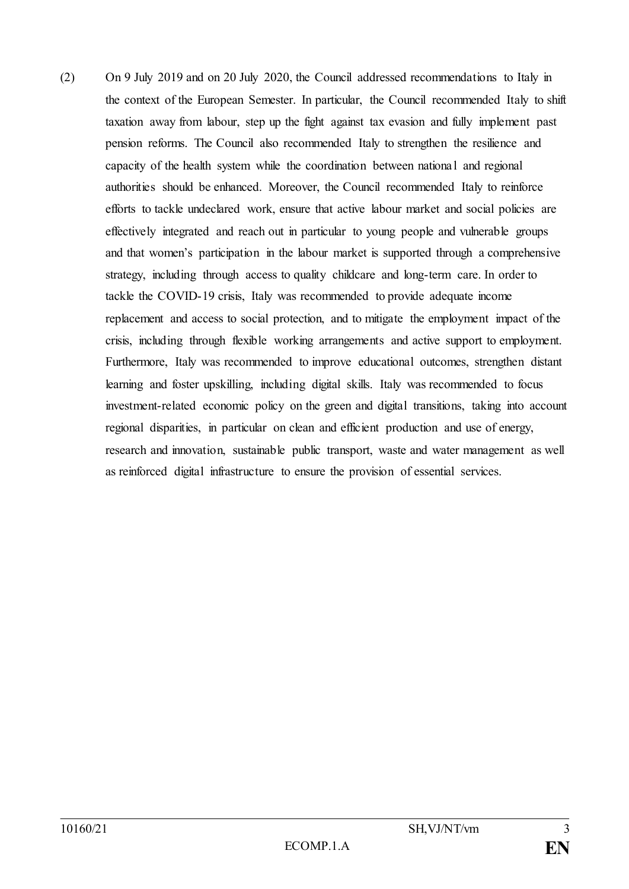(2) On 9 July 2019 and on 20 July 2020, the Council addressed recommendations to Italy in the context of the European Semester. In particular, the Council recommended Italy to shift taxation away from labour, step up the fight against tax evasion and fully implement past pension reforms. The Council also recommended Italy to strengthen the resilience and capacity of the health system while the coordination between national and regional authorities should be enhanced. Moreover, the Council recommended Italy to reinforce efforts to tackle undeclared work, ensure that active labour market and social policies are effectively integrated and reach out in particular to young people and vulnerable groups and that women's participation in the labour market is supported through a comprehensive strategy, including through access to quality childcare and long-term care. In order to tackle the COVID-19 crisis, Italy was recommended to provide adequate income replacement and access to social protection, and to mitigate the employment impact of the crisis, including through flexible working arrangements and active support to employment. Furthermore, Italy was recommended to improve educational outcomes, strengthen distant learning and foster upskilling, including digital skills. Italy was recommended to focus investment-related economic policy on the green and digital transitions, taking into account regional disparities, in particular on clean and efficient production and use of energy, research and innovation, sustainable public transport, waste and water management as well as reinforced digital infrastructure to ensure the provision of essential services.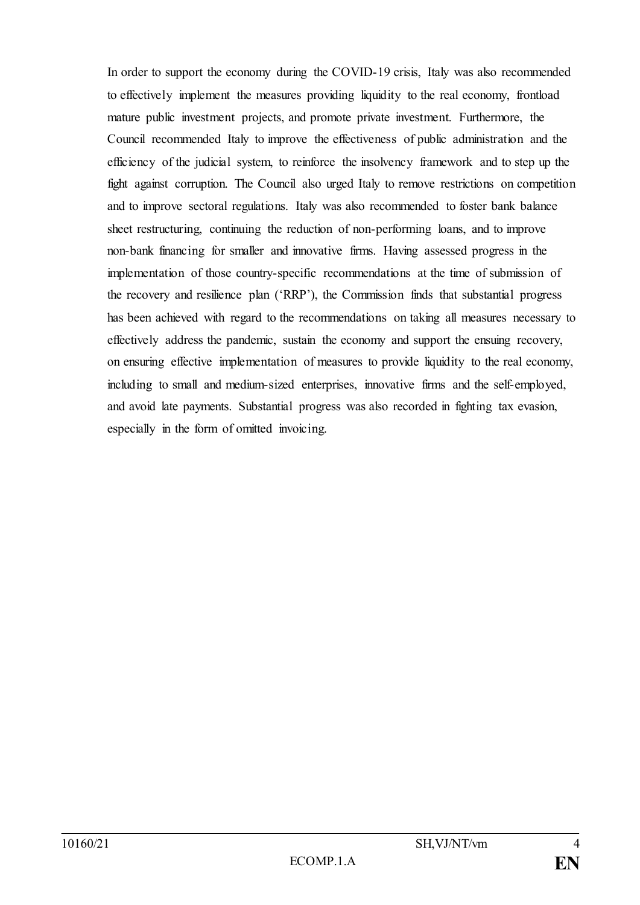In order to support the economy during the COVID-19 crisis, Italy was also recommended to effectively implement the measures providing liquidity to the real economy, frontload mature public investment projects, and promote private investment. Furthermore, the Council recommended Italy to improve the effectiveness of public administration and the efficiency of the judicial system, to reinforce the insolvency framework and to step up the fight against corruption. The Council also urged Italy to remove restrictions on competition and to improve sectoral regulations. Italy was also recommended to foster bank balance sheet restructuring, continuing the reduction of non-performing loans, and to improve non-bank financing for smaller and innovative firms. Having assessed progress in the implementation of those country-specific recommendations at the time of submission of the recovery and resilience plan ('RRP'), the Commission finds that substantial progress has been achieved with regard to the recommendations on taking all measures necessary to effectively address the pandemic, sustain the economy and support the ensuing recovery, on ensuring effective implementation of measures to provide liquidity to the real economy, including to small and medium-sized enterprises, innovative firms and the self-employed, and avoid late payments. Substantial progress was also recorded in fighting tax evasion, especially in the form of omitted invoicing.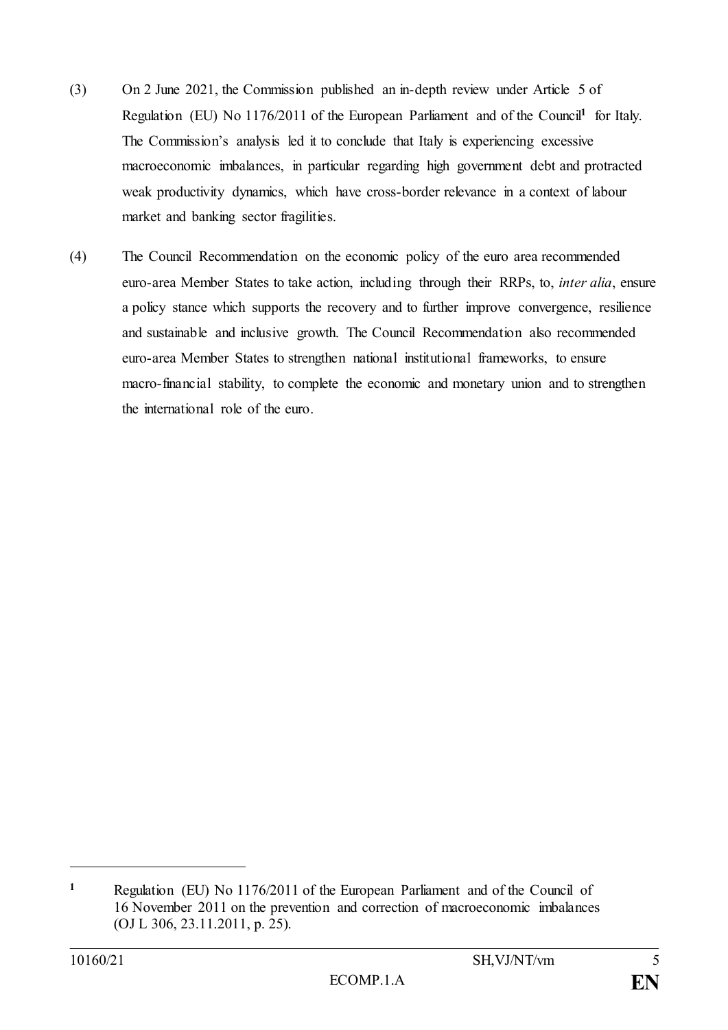(3) On 2 June 2021, the Commission published an in-depth review under Article 5 of Regulation (EU) No 1176/2011 of the European Parliament and of the Council[1] for Italy. The Commission's analysis led it to conclude that Italy is experiencing excessive macroeconomic imbalances, in particular regarding high government debt and protracted weak productivity dynamics, which have cross-border relevance in a context of labour market and banking sector fragilities.

(4) The Council Recommendation on the economic policy of the euro area recommended euro-area Member States to take action, including through their RRPs, to, *inter alia*, ensure a policy stance which supports the recovery and to further improve convergence, resilience and sustainable and inclusive growth. The Council Recommendation also recommended euro-area Member States to strengthen national institutional frameworks, to ensure macro-financial stability, to complete the economic and monetary union and to strengthen the international role of the euro.

---

[1] Regulation (EU) No 1176/2011 of the European Parliament and of the Council of 16 November 2011 on the prevention and correction of macroeconomic imbalances (OJ L 306, 23.11.2011, p. 25).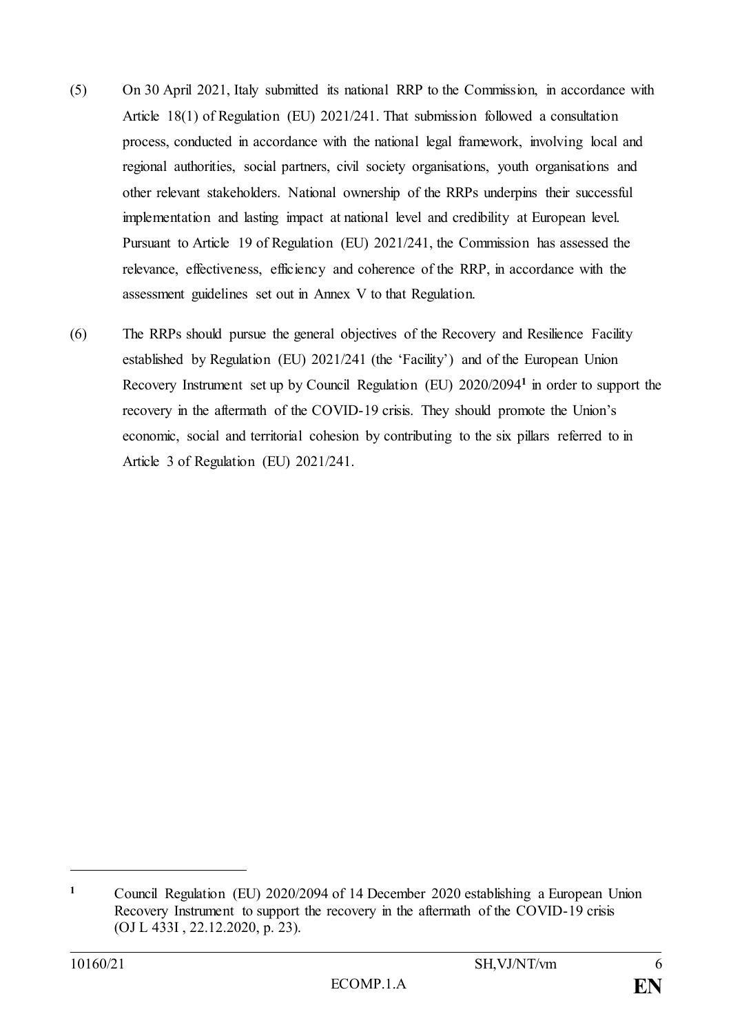(5) On 30 April 2021, Italy submitted its national RRP to the Commission, in accordance with Article 18(1) of Regulation (EU) 2021/241. That submission followed a consultation process, conducted in accordance with the national legal framework, involving local and regional authorities, social partners, civil society organisations, youth organisations and other relevant stakeholders. National ownership of the RRPs underpins their successful implementation and lasting impact at national level and credibility at European level. Pursuant to Article 19 of Regulation (EU) 2021/241, the Commission has assessed the relevance, effectiveness, efficiency and coherence of the RRP, in accordance with the assessment guidelines set out in Annex V to that Regulation.

(6) The RRPs should pursue the general objectives of the Recovery and Resilience Facility established by Regulation (EU) 2021/241 (the 'Facility') and of the European Union Recovery Instrument set up by Council Regulation (EU) 2020/2094[1] in order to support the recovery in the aftermath of the COVID-19 crisis. They should promote the Union's economic, social and territorial cohesion by contributing to the six pillars referred to in Article 3 of Regulation (EU) 2021/241.

---

[1] Council Regulation (EU) 2020/2094 of 14 December 2020 establishing a European Union Recovery Instrument to support the recovery in the aftermath of the COVID-19 crisis (OJ L 433I , 22.12.2020, p. 23).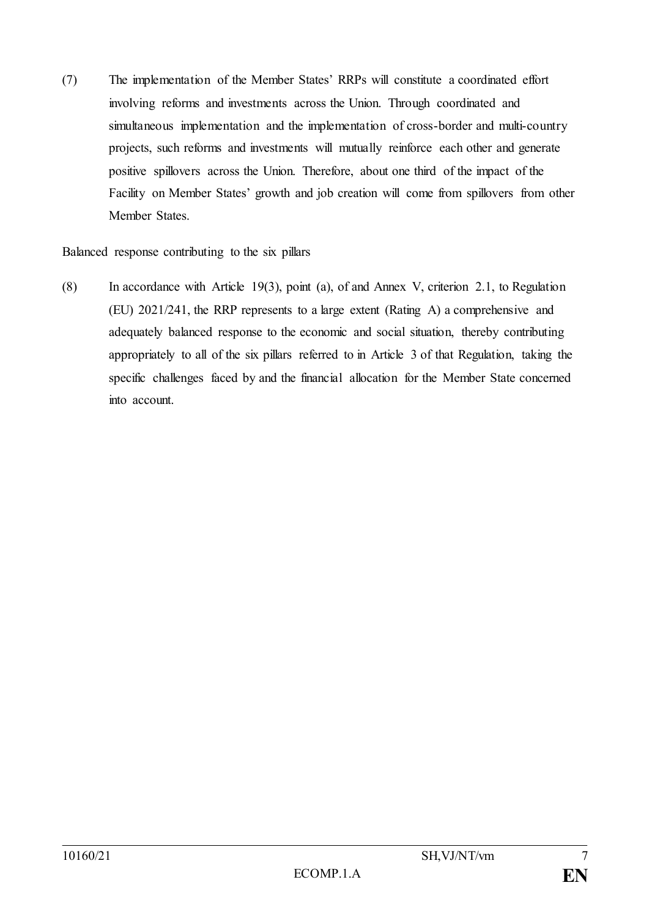(7) The implementation of the Member States' RRPs will constitute a coordinated effort involving reforms and investments across the Union. Through coordinated and simultaneous implementation and the implementation of cross-border and multi-country projects, such reforms and investments will mutually reinforce each other and generate positive spillovers across the Union. Therefore, about one third of the impact of the Facility on Member States' growth and job creation will come from spillovers from other Member States.

Balanced response contributing to the six pillars

(8) In accordance with Article 19(3), point (a), of and Annex V, criterion 2.1, to Regulation (EU) 2021/241, the RRP represents to a large extent (Rating A) a comprehensive and adequately balanced response to the economic and social situation, thereby contributing appropriately to all of the six pillars referred to in Article 3 of that Regulation, taking the specific challenges faced by and the financial allocation for the Member State concerned into account.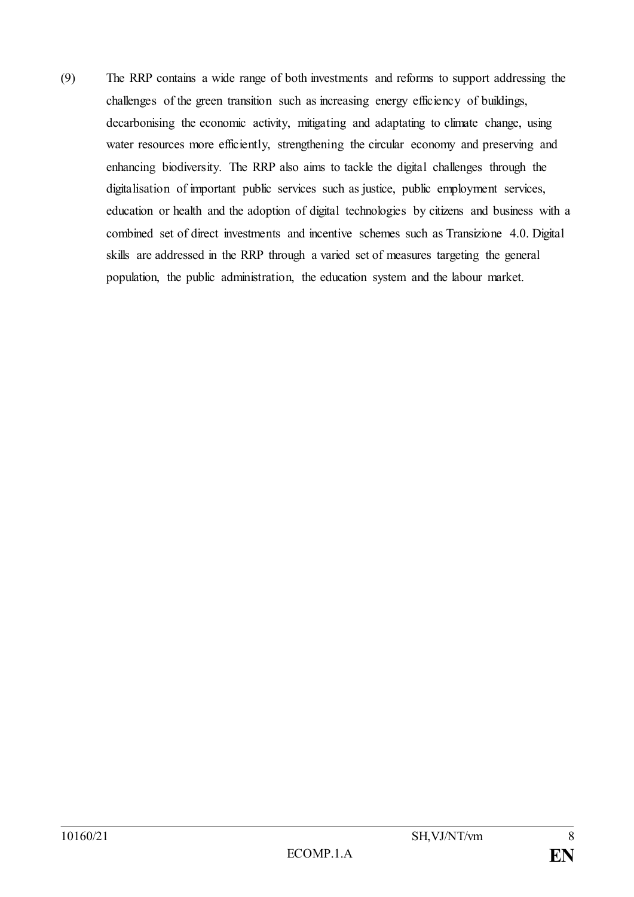(9) The RRP contains a wide range of both investments and reforms to support addressing the challenges of the green transition such as increasing energy efficiency of buildings, decarbonising the economic activity, mitigating and adaptating to climate change, using water resources more efficiently, strengthening the circular economy and preserving and enhancing biodiversity. The RRP also aims to tackle the digital challenges through the digitalisation of important public services such as justice, public employment services, education or health and the adoption of digital technologies by citizens and business with a combined set of direct investments and incentive schemes such as Transizione 4.0. Digital skills are addressed in the RRP through a varied set of measures targeting the general population, the public administration, the education system and the labour market.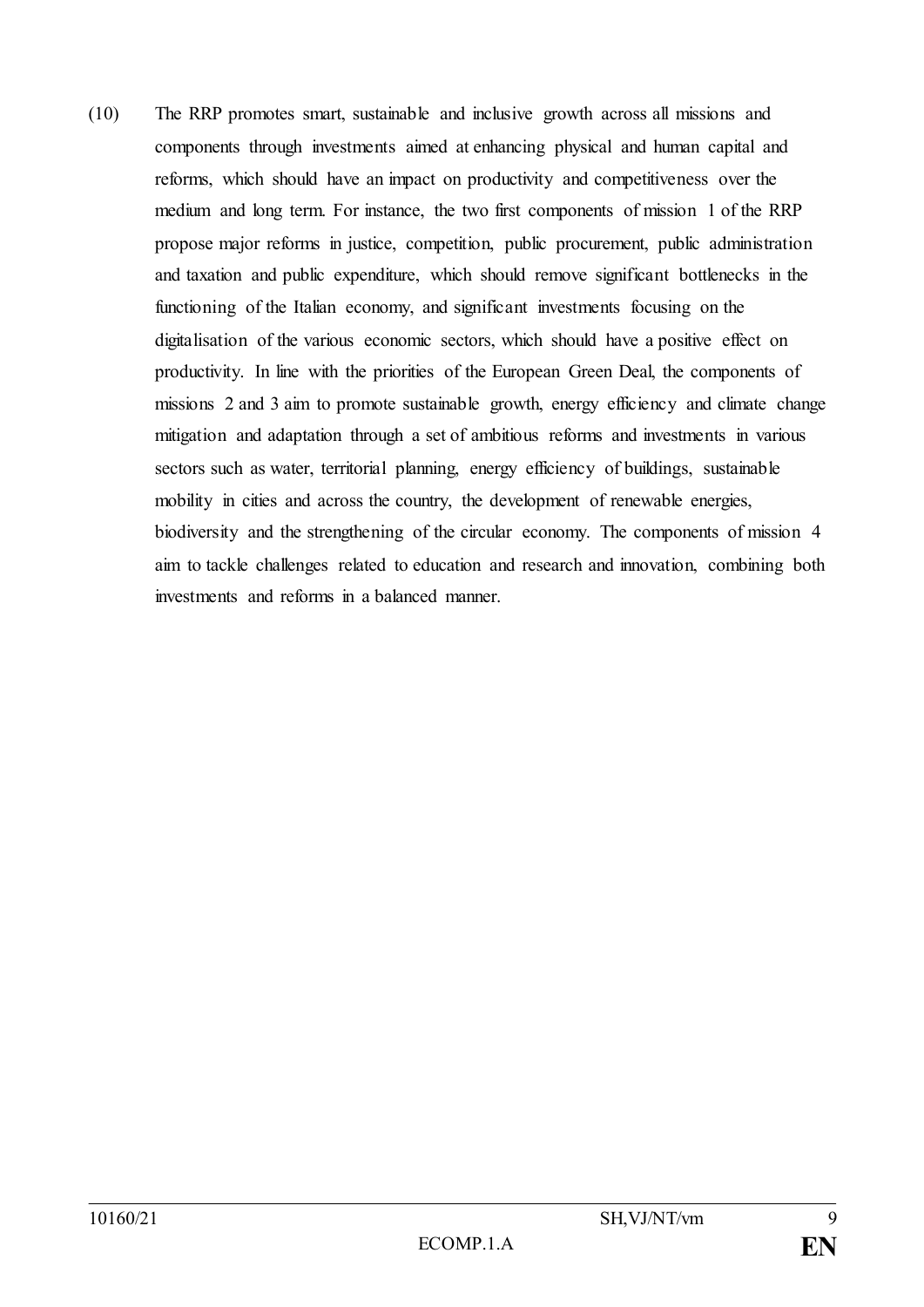(10) The RRP promotes smart, sustainable and inclusive growth across all missions and components through investments aimed at enhancing physical and human capital and reforms, which should have an impact on productivity and competitiveness over the medium and long term. For instance, the two first components of mission 1 of the RRP propose major reforms in justice, competition, public procurement, public administration and taxation and public expenditure, which should remove significant bottlenecks in the functioning of the Italian economy, and significant investments focusing on the digitalisation of the various economic sectors, which should have a positive effect on productivity. In line with the priorities of the European Green Deal, the components of missions 2 and 3 aim to promote sustainable growth, energy efficiency and climate change mitigation and adaptation through a set of ambitious reforms and investments in various sectors such as water, territorial planning, energy efficiency of buildings, sustainable mobility in cities and across the country, the development of renewable energies, biodiversity and the strengthening of the circular economy. The components of mission 4 aim to tackle challenges related to education and research and innovation, combining both investments and reforms in a balanced manner.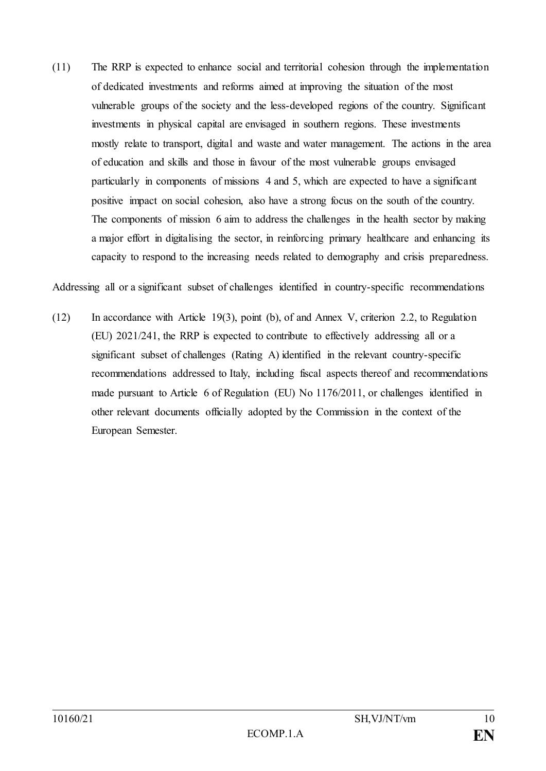(11) The RRP is expected to enhance social and territorial cohesion through the implementation of dedicated investments and reforms aimed at improving the situation of the most vulnerable groups of the society and the less-developed regions of the country. Significant investments in physical capital are envisaged in southern regions. These investments mostly relate to transport, digital and waste and water management. The actions in the area of education and skills and those in favour of the most vulnerable groups envisaged particularly in components of missions 4 and 5, which are expected to have a significant positive impact on social cohesion, also have a strong focus on the south of the country. The components of mission 6 aim to address the challenges in the health sector by making a major effort in digitalising the sector, in reinforcing primary healthcare and enhancing its capacity to respond to the increasing needs related to demography and crisis preparedness.

Addressing all or a significant subset of challenges identified in country-specific recommendations

(12) In accordance with Article 19(3), point (b), of and Annex V, criterion 2.2, to Regulation (EU) 2021/241, the RRP is expected to contribute to effectively addressing all or a significant subset of challenges (Rating A) identified in the relevant country-specific recommendations addressed to Italy, including fiscal aspects thereof and recommendations made pursuant to Article 6 of Regulation (EU) No 1176/2011, or challenges identified in other relevant documents officially adopted by the Commission in the context of the European Semester.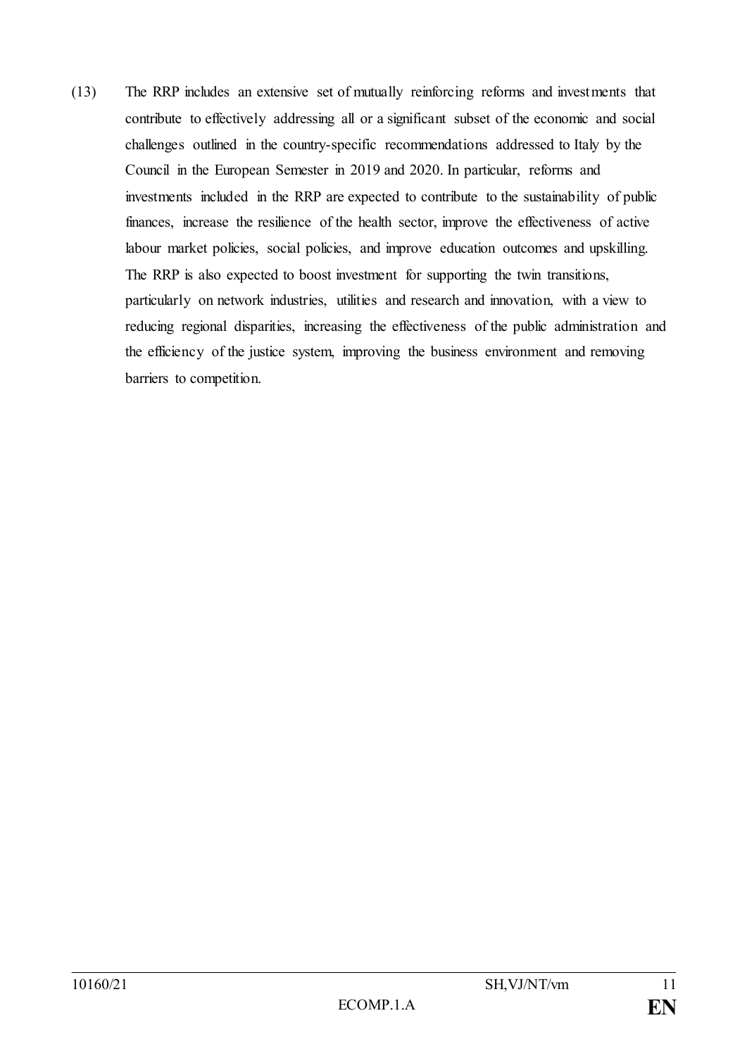(13) The RRP includes an extensive set of mutually reinforcing reforms and investments that contribute to effectively addressing all or a significant subset of the economic and social challenges outlined in the country-specific recommendations addressed to Italy by the Council in the European Semester in 2019 and 2020. In particular, reforms and investments included in the RRP are expected to contribute to the sustainability of public finances, increase the resilience of the health sector, improve the effectiveness of active labour market policies, social policies, and improve education outcomes and upskilling. The RRP is also expected to boost investment for supporting the twin transitions, particularly on network industries, utilities and research and innovation, with a view to reducing regional disparities, increasing the effectiveness of the public administration and the efficiency of the justice system, improving the business environment and removing barriers to competition.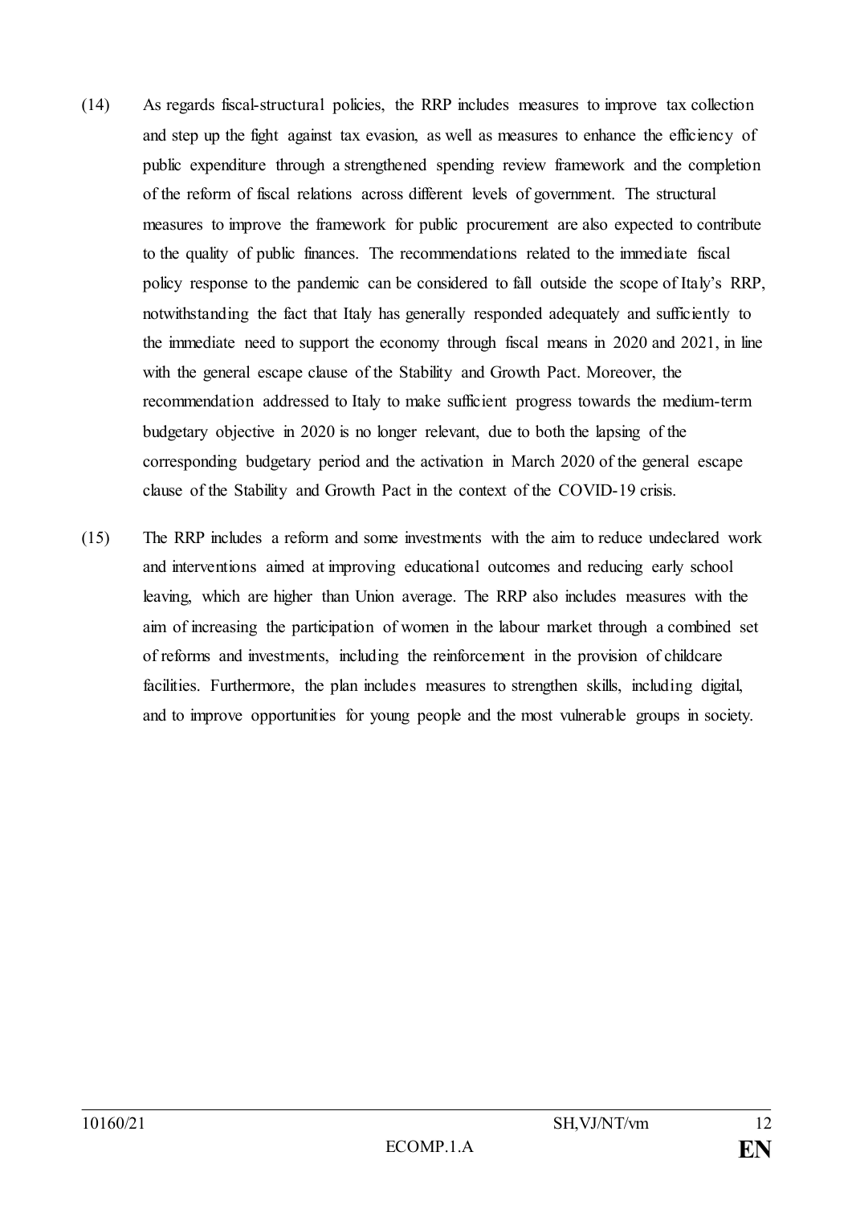(14) As regards fiscal-structural policies, the RRP includes measures to improve tax collection and step up the fight against tax evasion, as well as measures to enhance the efficiency of public expenditure through a strengthened spending review framework and the completion of the reform of fiscal relations across different levels of government. The structural measures to improve the framework for public procurement are also expected to contribute to the quality of public finances. The recommendations related to the immediate fiscal policy response to the pandemic can be considered to fall outside the scope of Italy's RRP, notwithstanding the fact that Italy has generally responded adequately and sufficiently to the immediate need to support the economy through fiscal means in 2020 and 2021, in line with the general escape clause of the Stability and Growth Pact. Moreover, the recommendation addressed to Italy to make sufficient progress towards the medium-term budgetary objective in 2020 is no longer relevant, due to both the lapsing of the corresponding budgetary period and the activation in March 2020 of the general escape clause of the Stability and Growth Pact in the context of the COVID-19 crisis.

(15) The RRP includes a reform and some investments with the aim to reduce undeclared work and interventions aimed at improving educational outcomes and reducing early school leaving, which are higher than Union average. The RRP also includes measures with the aim of increasing the participation of women in the labour market through a combined set of reforms and investments, including the reinforcement in the provision of childcare facilities. Furthermore, the plan includes measures to strengthen skills, including digital, and to improve opportunities for young people and the most vulnerable groups in society.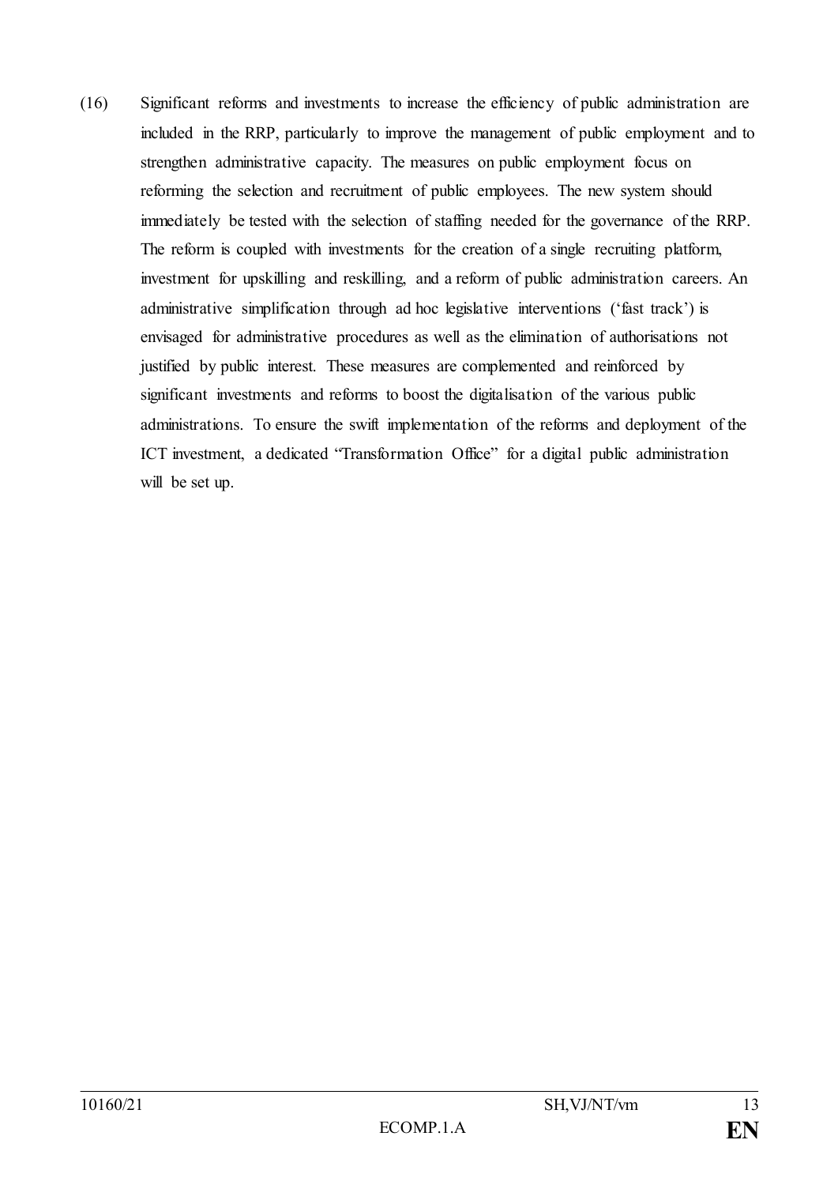(16) Significant reforms and investments to increase the efficiency of public administration are included in the RRP, particularly to improve the management of public employment and to strengthen administrative capacity. The measures on public employment focus on reforming the selection and recruitment of public employees. The new system should immediately be tested with the selection of staffing needed for the governance of the RRP. The reform is coupled with investments for the creation of a single recruiting platform, investment for upskilling and reskilling, and a reform of public administration careers. An administrative simplification through ad hoc legislative interventions ('fast track') is envisaged for administrative procedures as well as the elimination of authorisations not justified by public interest. These measures are complemented and reinforced by significant investments and reforms to boost the digitalisation of the various public administrations. To ensure the swift implementation of the reforms and deployment of the ICT investment, a dedicated "Transformation Office" for a digital public administration will be set up.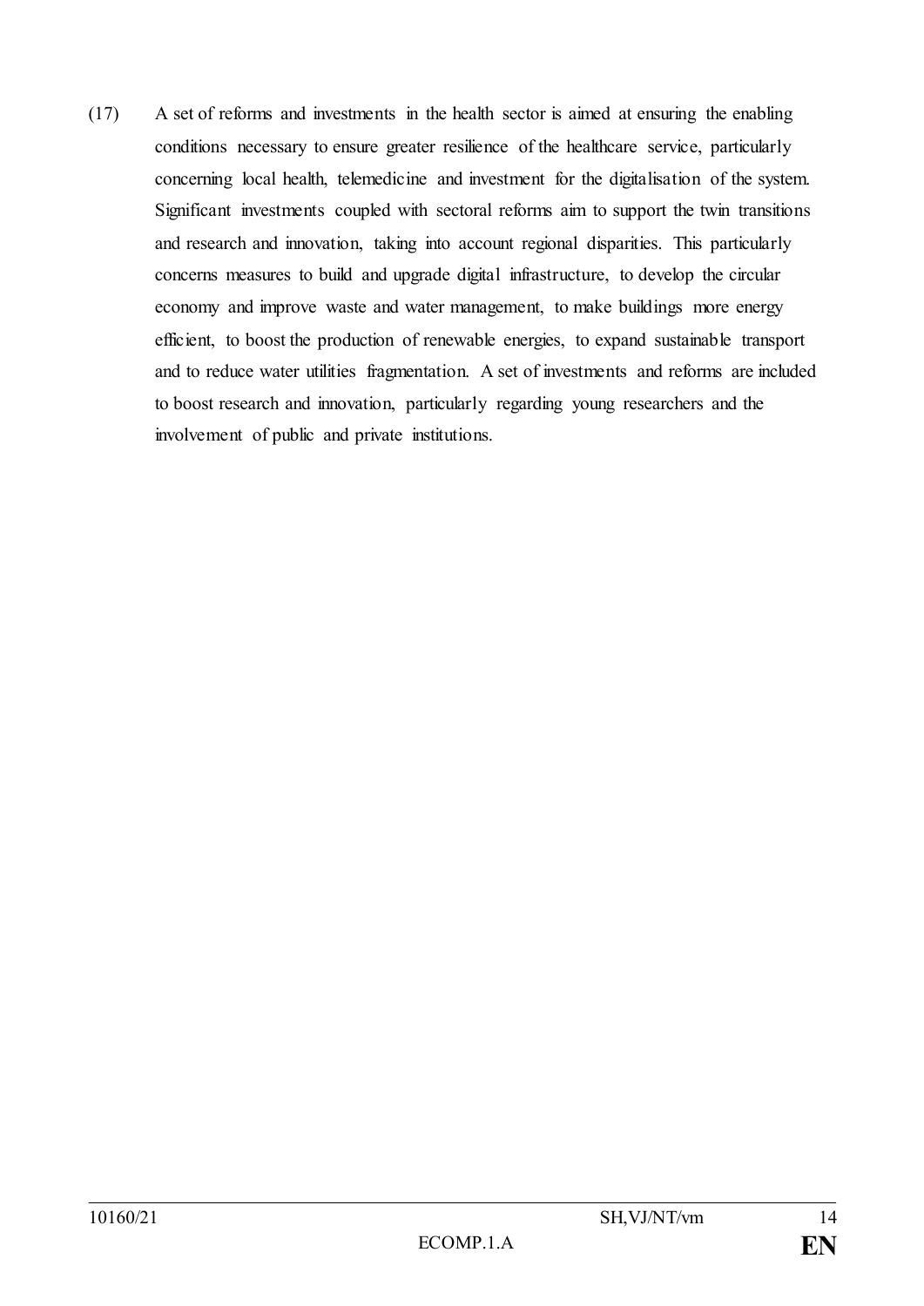(17) A set of reforms and investments in the health sector is aimed at ensuring the enabling conditions necessary to ensure greater resilience of the healthcare service, particularly concerning local health, telemedicine and investment for the digitalisation of the system. Significant investments coupled with sectoral reforms aim to support the twin transitions and research and innovation, taking into account regional disparities. This particularly concerns measures to build and upgrade digital infrastructure, to develop the circular economy and improve waste and water management, to make buildings more energy efficient, to boost the production of renewable energies, to expand sustainable transport and to reduce water utilities fragmentation. A set of investments and reforms are included to boost research and innovation, particularly regarding young researchers and the involvement of public and private institutions.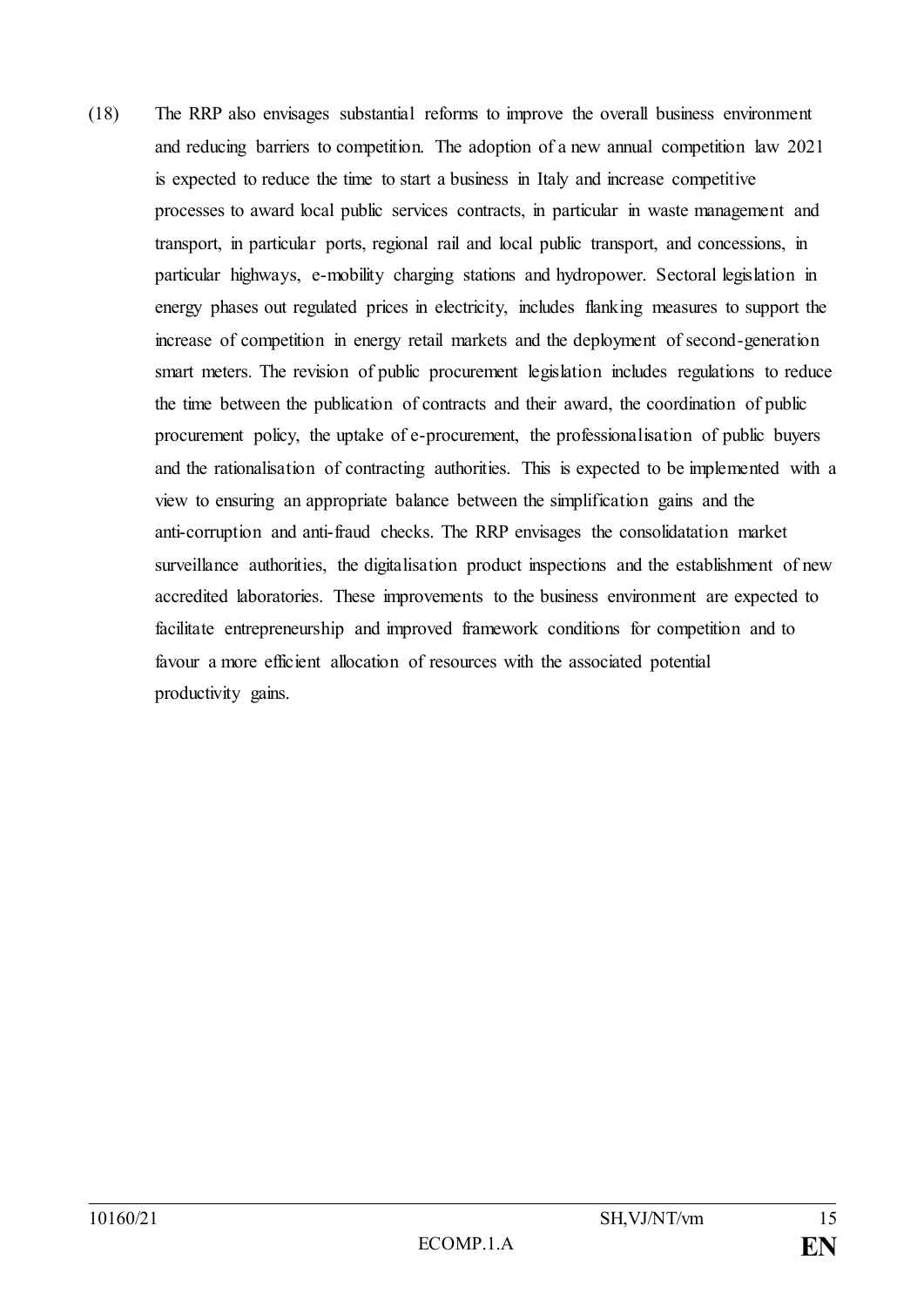(18) The RRP also envisages substantial reforms to improve the overall business environment and reducing barriers to competition. The adoption of a new annual competition law 2021 is expected to reduce the time to start a business in Italy and increase competitive processes to award local public services contracts, in particular in waste management and transport, in particular ports, regional rail and local public transport, and concessions, in particular highways, e-mobility charging stations and hydropower. Sectoral legislation in energy phases out regulated prices in electricity, includes flanking measures to support the increase of competition in energy retail markets and the deployment of second-generation smart meters. The revision of public procurement legislation includes regulations to reduce the time between the publication of contracts and their award, the coordination of public procurement policy, the uptake of e-procurement, the professionalisation of public buyers and the rationalisation of contracting authorities. This is expected to be implemented with a view to ensuring an appropriate balance between the simplification gains and the anti-corruption and anti-fraud checks. The RRP envisages the consolidatation market surveillance authorities, the digitalisation product inspections and the establishment of new accredited laboratories. These improvements to the business environment are expected to facilitate entrepreneurship and improved framework conditions for competition and to favour a more efficient allocation of resources with the associated potential productivity gains.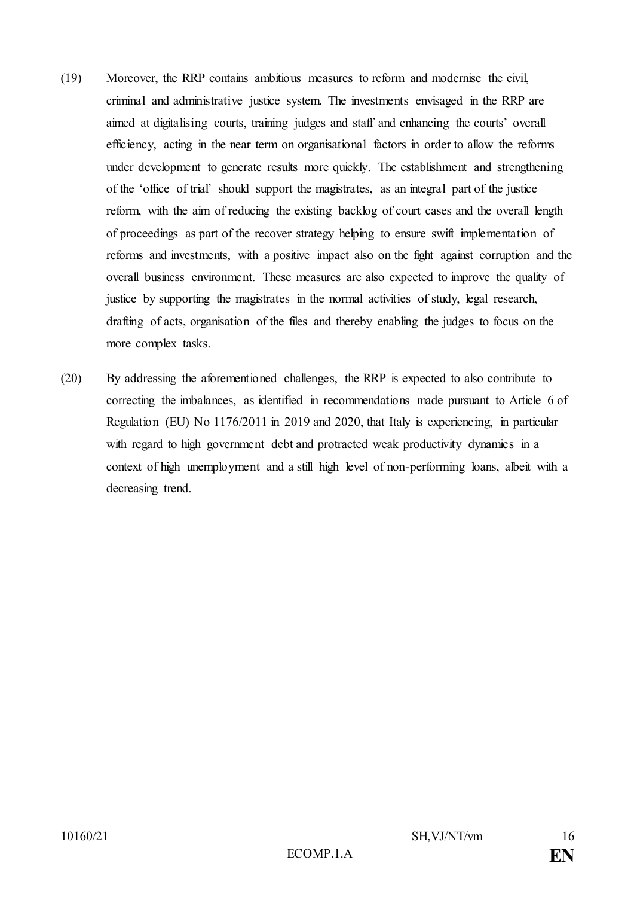(19) Moreover, the RRP contains ambitious measures to reform and modernise the civil, criminal and administrative justice system. The investments envisaged in the RRP are aimed at digitalising courts, training judges and staff and enhancing the courts' overall efficiency, acting in the near term on organisational factors in order to allow the reforms under development to generate results more quickly. The establishment and strengthening of the 'office of trial' should support the magistrates, as an integral part of the justice reform, with the aim of reducing the existing backlog of court cases and the overall length of proceedings as part of the recover strategy helping to ensure swift implementation of reforms and investments, with a positive impact also on the fight against corruption and the overall business environment. These measures are also expected to improve the quality of justice by supporting the magistrates in the normal activities of study, legal research, drafting of acts, organisation of the files and thereby enabling the judges to focus on the more complex tasks.

(20) By addressing the aforementioned challenges, the RRP is expected to also contribute to correcting the imbalances, as identified in recommendations made pursuant to Article 6 of Regulation (EU) No 1176/2011 in 2019 and 2020, that Italy is experiencing, in particular with regard to high government debt and protracted weak productivity dynamics in a context of high unemployment and a still high level of non-performing loans, albeit with a decreasing trend.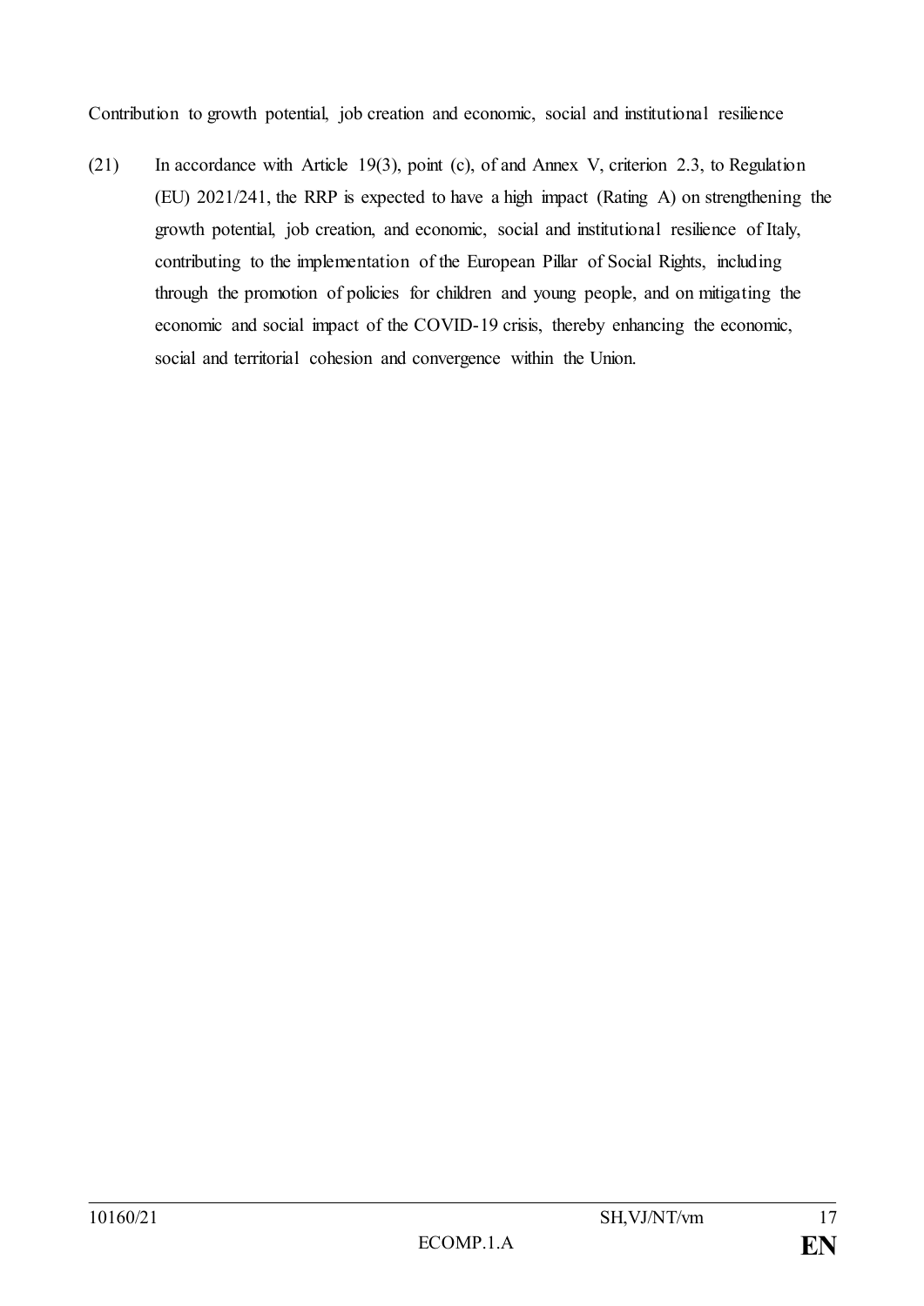Contribution to growth potential, job creation and economic, social and institutional resilience

(21) In accordance with Article 19(3), point (c), of and Annex V, criterion 2.3, to Regulation (EU) 2021/241, the RRP is expected to have a high impact (Rating A) on strengthening the growth potential, job creation, and economic, social and institutional resilience of Italy, contributing to the implementation of the European Pillar of Social Rights, including through the promotion of policies for children and young people, and on mitigating the economic and social impact of the COVID-19 crisis, thereby enhancing the economic, social and territorial cohesion and convergence within the Union.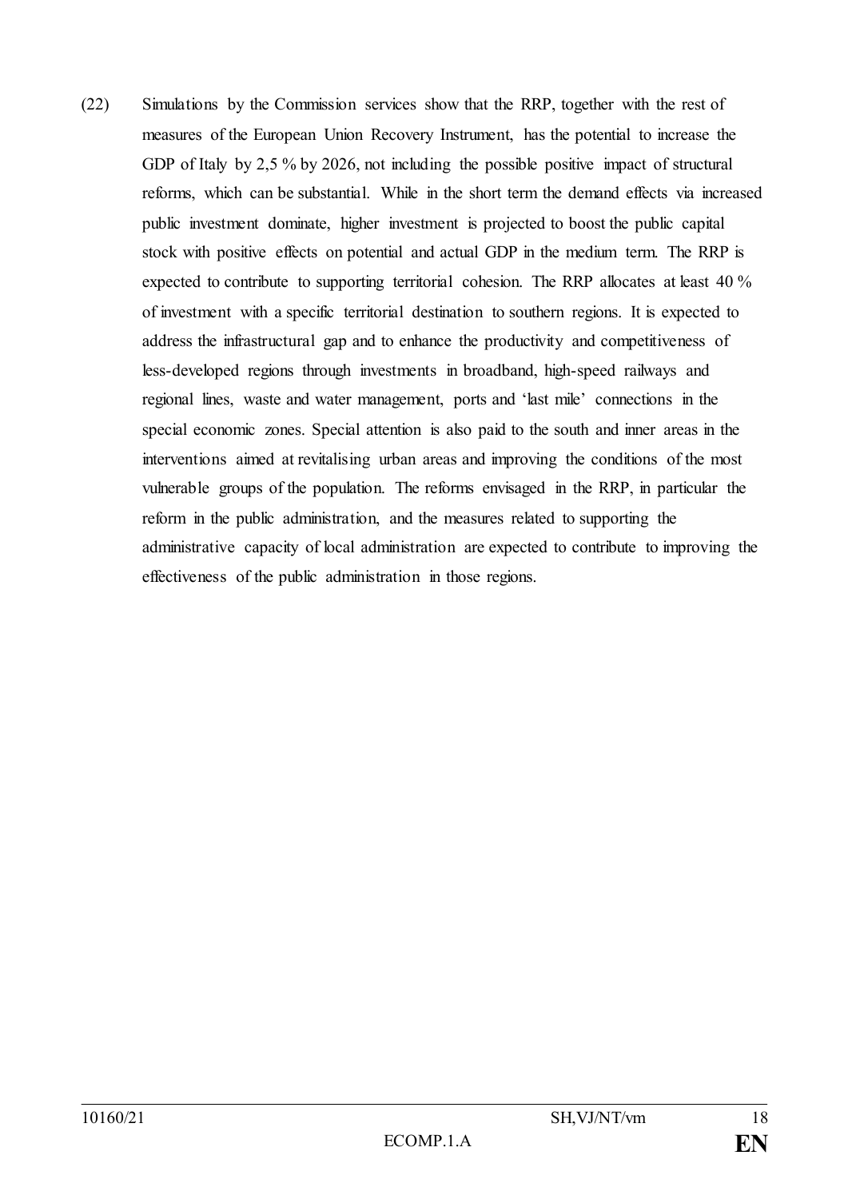(22) Simulations by the Commission services show that the RRP, together with the rest of measures of the European Union Recovery Instrument, has the potential to increase the GDP of Italy by 2,5 % by 2026, not including the possible positive impact of structural reforms, which can be substantial. While in the short term the demand effects via increased public investment dominate, higher investment is projected to boost the public capital stock with positive effects on potential and actual GDP in the medium term. The RRP is expected to contribute to supporting territorial cohesion. The RRP allocates at least 40 % of investment with a specific territorial destination to southern regions. It is expected to address the infrastructural gap and to enhance the productivity and competitiveness of less-developed regions through investments in broadband, high-speed railways and regional lines, waste and water management, ports and 'last mile' connections in the special economic zones. Special attention is also paid to the south and inner areas in the interventions aimed at revitalising urban areas and improving the conditions of the most vulnerable groups of the population. The reforms envisaged in the RRP, in particular the reform in the public administration, and the measures related to supporting the administrative capacity of local administration are expected to contribute to improving the effectiveness of the public administration in those regions.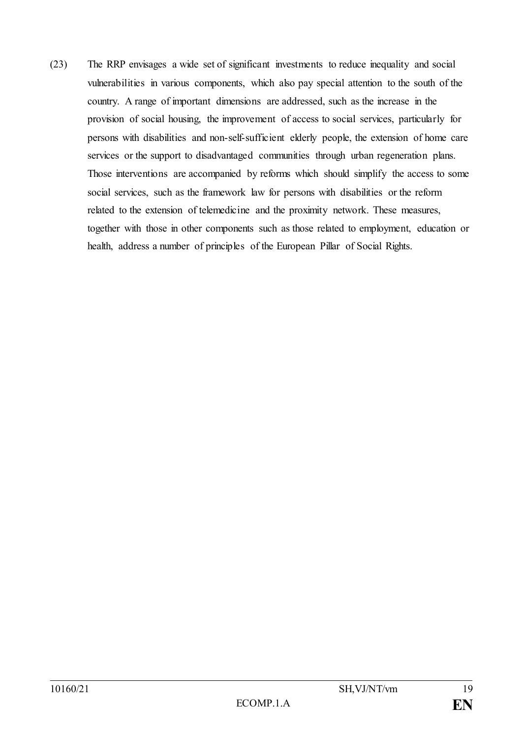(23) The RRP envisages a wide set of significant investments to reduce inequality and social vulnerabilities in various components, which also pay special attention to the south of the country. A range of important dimensions are addressed, such as the increase in the provision of social housing, the improvement of access to social services, particularly for persons with disabilities and non-self-sufficient elderly people, the extension of home care services or the support to disadvantaged communities through urban regeneration plans. Those interventions are accompanied by reforms which should simplify the access to some social services, such as the framework law for persons with disabilities or the reform related to the extension of telemedicine and the proximity network. These measures, together with those in other components such as those related to employment, education or health, address a number of principles of the European Pillar of Social Rights.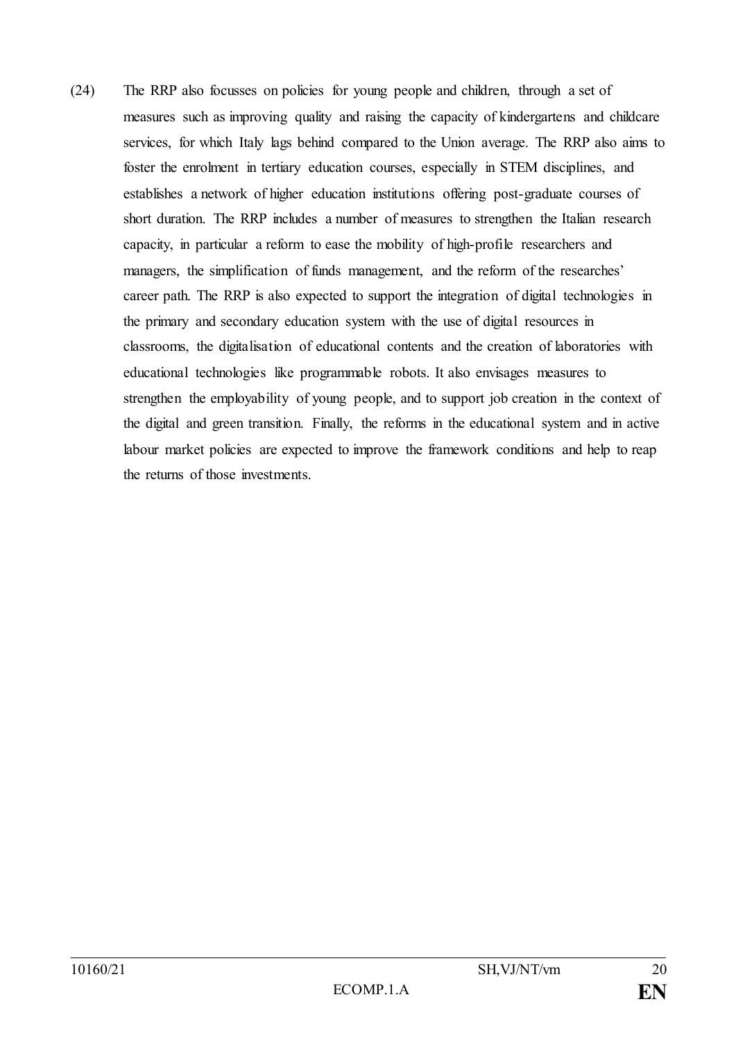(24) The RRP also focusses on policies for young people and children, through a set of measures such as improving quality and raising the capacity of kindergartens and childcare services, for which Italy lags behind compared to the Union average. The RRP also aims to foster the enrolment in tertiary education courses, especially in STEM disciplines, and establishes a network of higher education institutions offering post-graduate courses of short duration. The RRP includes a number of measures to strengthen the Italian research capacity, in particular a reform to ease the mobility of high-profile researchers and managers, the simplification of funds management, and the reform of the researches' career path. The RRP is also expected to support the integration of digital technologies in the primary and secondary education system with the use of digital resources in classrooms, the digitalisation of educational contents and the creation of laboratories with educational technologies like programmable robots. It also envisages measures to strengthen the employability of young people, and to support job creation in the context of the digital and green transition. Finally, the reforms in the educational system and in active labour market policies are expected to improve the framework conditions and help to reap the returns of those investments.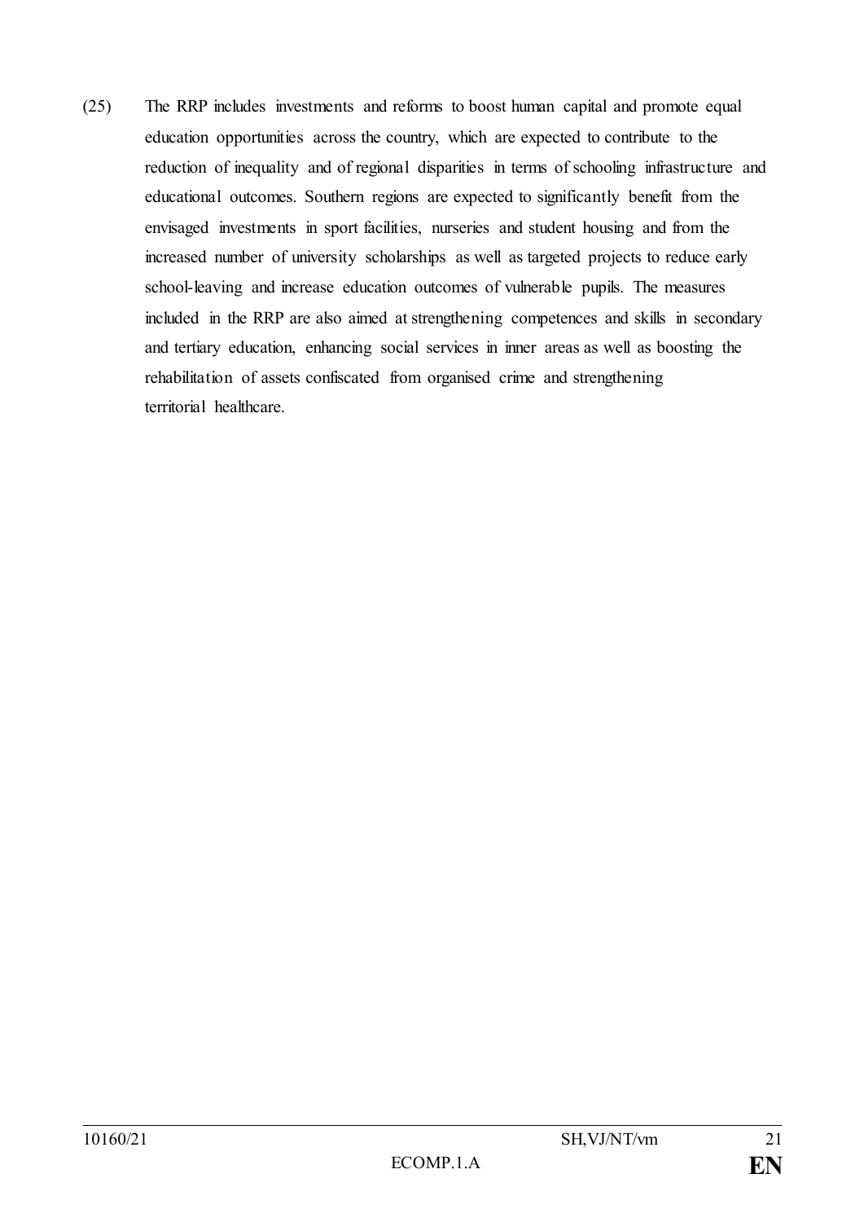(25) The RRP includes investments and reforms to boost human capital and promote equal education opportunities across the country, which are expected to contribute to the reduction of inequality and of regional disparities in terms of schooling infrastructure and educational outcomes. Southern regions are expected to significantly benefit from the envisaged investments in sport facilities, nurseries and student housing and from the increased number of university scholarships as well as targeted projects to reduce early school-leaving and increase education outcomes of vulnerable pupils. The measures included in the RRP are also aimed at strengthening competences and skills in secondary and tertiary education, enhancing social services in inner areas as well as boosting the rehabilitation of assets confiscated from organised crime and strengthening territorial healthcare.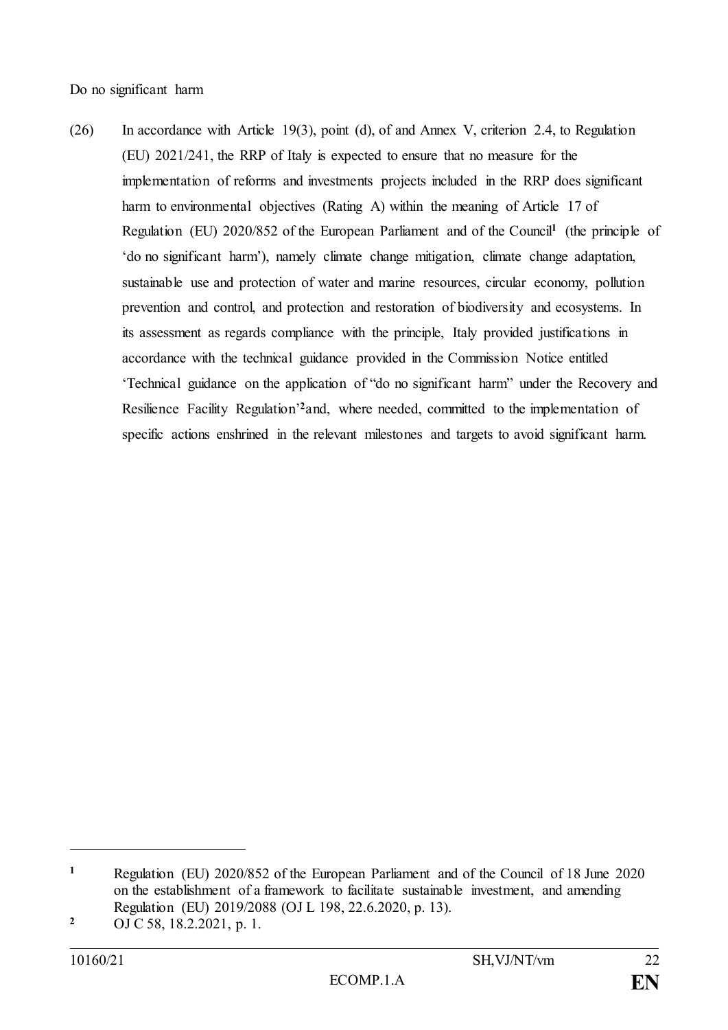Do no significant harm

(26) In accordance with Article 19(3), point (d), of and Annex V, criterion 2.4, to Regulation (EU) 2021/241, the RRP of Italy is expected to ensure that no measure for the implementation of reforms and investments projects included in the RRP does significant harm to environmental objectives (Rating A) within the meaning of Article 17 of Regulation (EU) 2020/852 of the European Parliament and of the Council[1] (the principle of 'do no significant harm'), namely climate change mitigation, climate change adaptation, sustainable use and protection of water and marine resources, circular economy, pollution prevention and control, and protection and restoration of biodiversity and ecosystems. In its assessment as regards compliance with the principle, Italy provided justifications in accordance with the technical guidance provided in the Commission Notice entitled 'Technical guidance on the application of "do no significant harm" under the Recovery and Resilience Facility Regulation'[2]and, where needed, committed to the implementation of specific actions enshrined in the relevant milestones and targets to avoid significant harm.

---

[1] Regulation (EU) 2020/852 of the European Parliament and of the Council of 18 June 2020 on the establishment of a framework to facilitate sustainable investment, and amending Regulation (EU) 2019/2088 (OJ L 198, 22.6.2020, p. 13).

[2] OJ C 58, 18.2.2021, p. 1.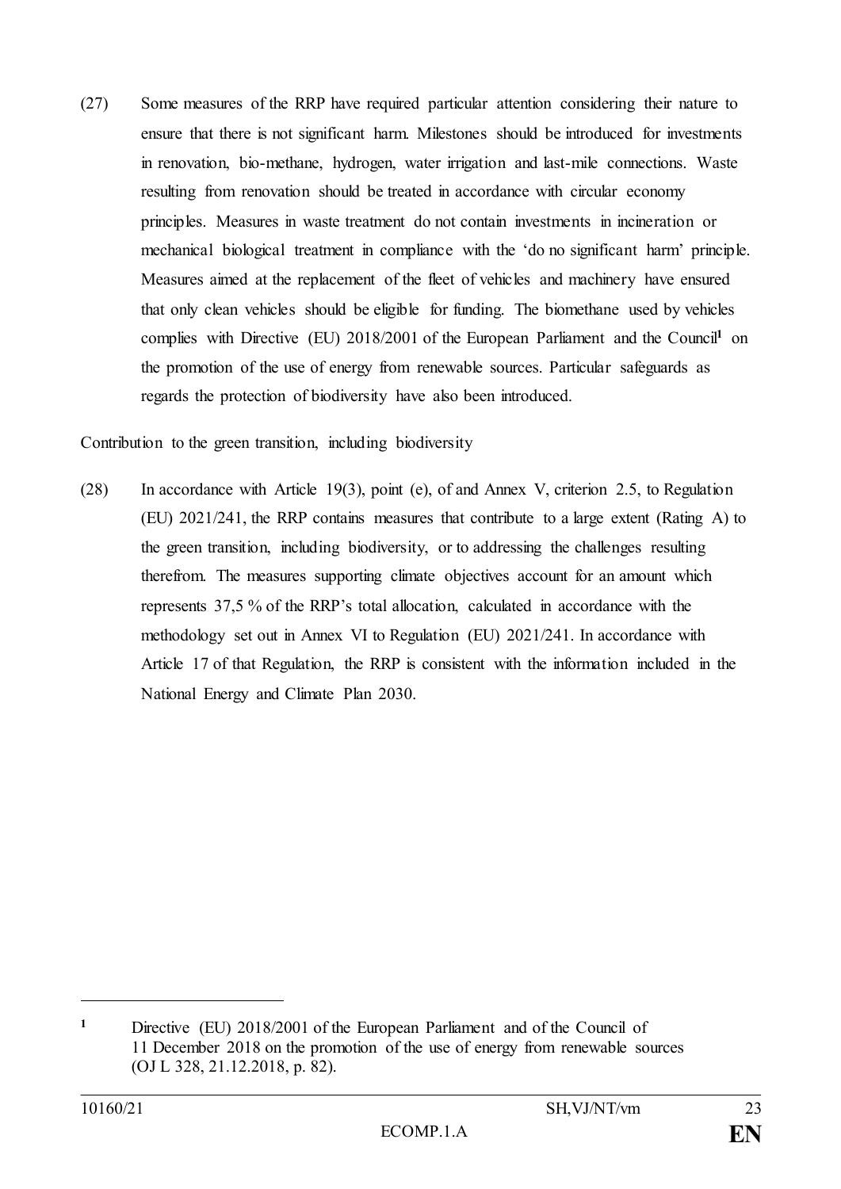(27) Some measures of the RRP have required particular attention considering their nature to ensure that there is not significant harm. Milestones should be introduced for investments in renovation, bio-methane, hydrogen, water irrigation and last-mile connections. Waste resulting from renovation should be treated in accordance with circular economy principles. Measures in waste treatment do not contain investments in incineration or mechanical biological treatment in compliance with the 'do no significant harm' principle. Measures aimed at the replacement of the fleet of vehicles and machinery have ensured that only clean vehicles should be eligible for funding. The biomethane used by vehicles complies with Directive (EU) 2018/2001 of the European Parliament and the Council[1] on the promotion of the use of energy from renewable sources. Particular safeguards as regards the protection of biodiversity have also been introduced.

Contribution to the green transition, including biodiversity

(28) In accordance with Article 19(3), point (e), of and Annex V, criterion 2.5, to Regulation (EU) 2021/241, the RRP contains measures that contribute to a large extent (Rating A) to the green transition, including biodiversity, or to addressing the challenges resulting therefrom. The measures supporting climate objectives account for an amount which represents 37,5 % of the RRP's total allocation, calculated in accordance with the methodology set out in Annex VI to Regulation (EU) 2021/241. In accordance with Article 17 of that Regulation, the RRP is consistent with the information included in the National Energy and Climate Plan 2030.

---

[1] Directive (EU) 2018/2001 of the European Parliament and of the Council of 11 December 2018 on the promotion of the use of energy from renewable sources (OJ L 328, 21.12.2018, p. 82).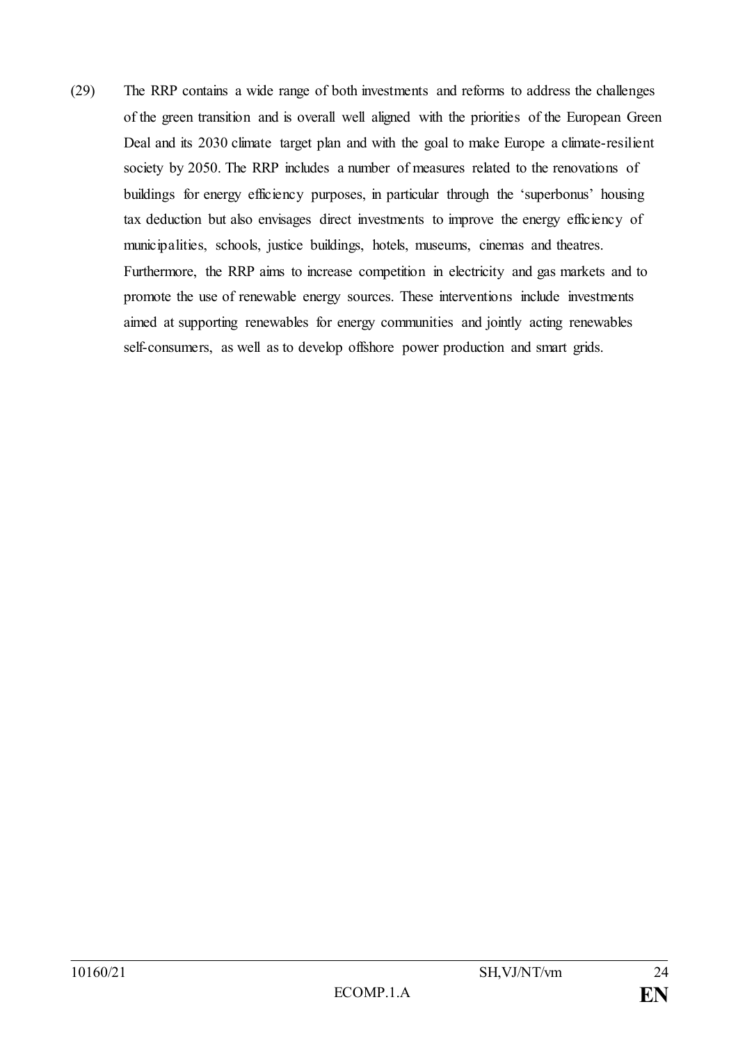(29) The RRP contains a wide range of both investments and reforms to address the challenges of the green transition and is overall well aligned with the priorities of the European Green Deal and its 2030 climate target plan and with the goal to make Europe a climate-resilient society by 2050. The RRP includes a number of measures related to the renovations of buildings for energy efficiency purposes, in particular through the 'superbonus' housing tax deduction but also envisages direct investments to improve the energy efficiency of municipalities, schools, justice buildings, hotels, museums, cinemas and theatres. Furthermore, the RRP aims to increase competition in electricity and gas markets and to promote the use of renewable energy sources. These interventions include investments aimed at supporting renewables for energy communities and jointly acting renewables self-consumers, as well as to develop offshore power production and smart grids.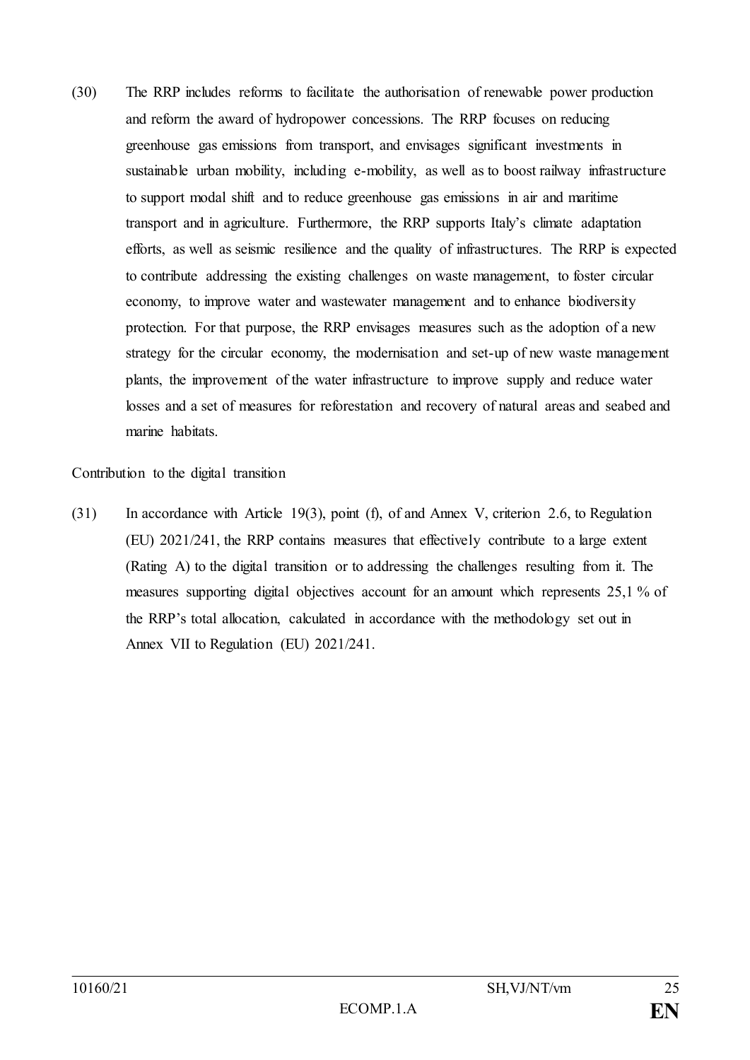(30) The RRP includes reforms to facilitate the authorisation of renewable power production and reform the award of hydropower concessions. The RRP focuses on reducing greenhouse gas emissions from transport, and envisages significant investments in sustainable urban mobility, including e-mobility, as well as to boost railway infrastructure to support modal shift and to reduce greenhouse gas emissions in air and maritime transport and in agriculture. Furthermore, the RRP supports Italy's climate adaptation efforts, as well as seismic resilience and the quality of infrastructures. The RRP is expected to contribute addressing the existing challenges on waste management, to foster circular economy, to improve water and wastewater management and to enhance biodiversity protection. For that purpose, the RRP envisages measures such as the adoption of a new strategy for the circular economy, the modernisation and set-up of new waste management plants, the improvement of the water infrastructure to improve supply and reduce water losses and a set of measures for reforestation and recovery of natural areas and seabed and marine habitats.

Contribution to the digital transition

(31) In accordance with Article 19(3), point (f), of and Annex V, criterion 2.6, to Regulation (EU) 2021/241, the RRP contains measures that effectively contribute to a large extent (Rating A) to the digital transition or to addressing the challenges resulting from it. The measures supporting digital objectives account for an amount which represents 25,1 % of the RRP's total allocation, calculated in accordance with the methodology set out in Annex VII to Regulation (EU) 2021/241.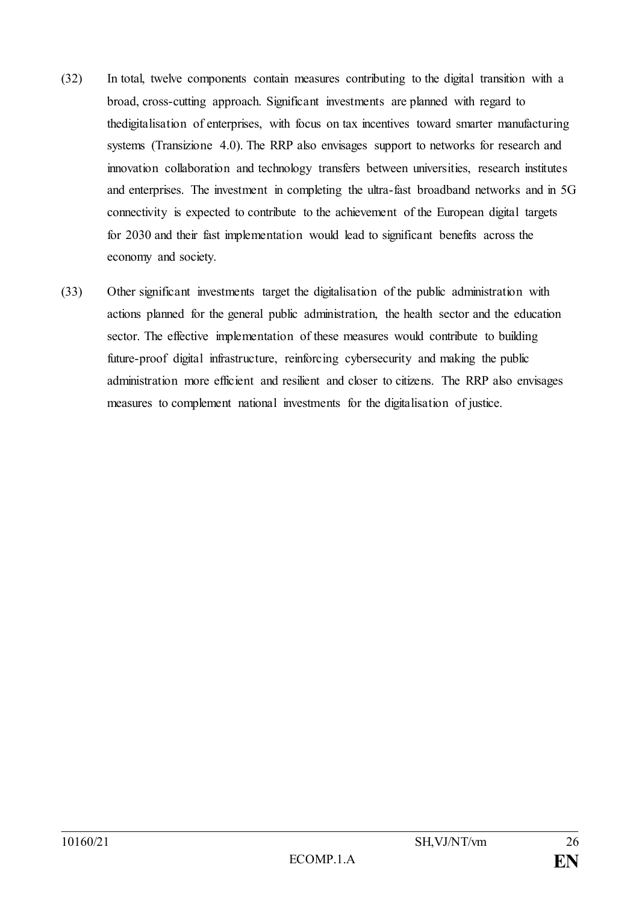(32) In total, twelve components contain measures contributing to the digital transition with a broad, cross-cutting approach. Significant investments are planned with regard to thedigitalisation of enterprises, with focus on tax incentives toward smarter manufacturing systems (Transizione 4.0). The RRP also envisages support to networks for research and innovation collaboration and technology transfers between universities, research institutes and enterprises. The investment in completing the ultra-fast broadband networks and in 5G connectivity is expected to contribute to the achievement of the European digital targets for 2030 and their fast implementation would lead to significant benefits across the economy and society.

(33) Other significant investments target the digitalisation of the public administration with actions planned for the general public administration, the health sector and the education sector. The effective implementation of these measures would contribute to building future-proof digital infrastructure, reinforcing cybersecurity and making the public administration more efficient and resilient and closer to citizens. The RRP also envisages measures to complement national investments for the digitalisation of justice.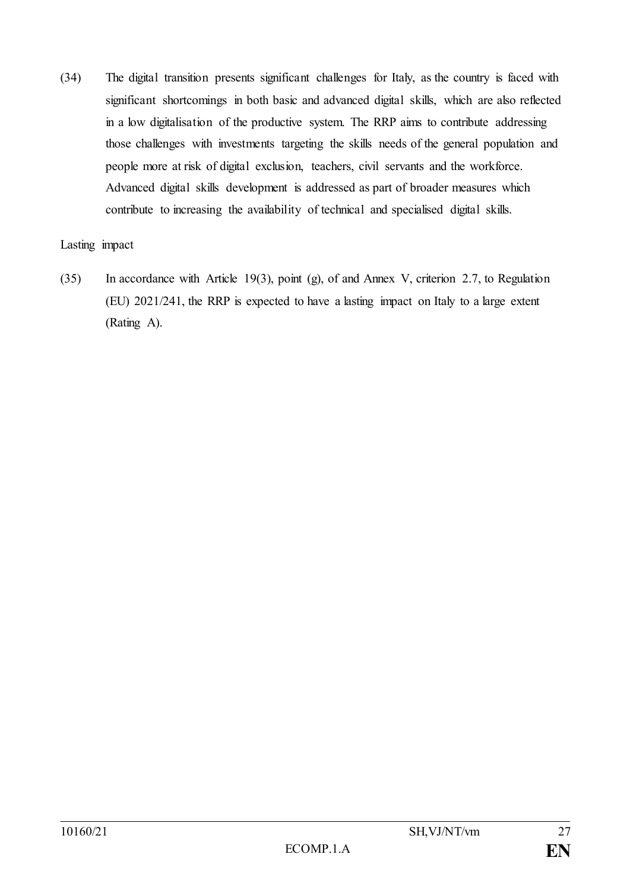(34) The digital transition presents significant challenges for Italy, as the country is faced with significant shortcomings in both basic and advanced digital skills, which are also reflected in a low digitalisation of the productive system. The RRP aims to contribute addressing those challenges with investments targeting the skills needs of the general population and people more at risk of digital exclusion, teachers, civil servants and the workforce. Advanced digital skills development is addressed as part of broader measures which contribute to increasing the availability of technical and specialised digital skills.

Lasting impact

(35) In accordance with Article 19(3), point (g), of and Annex V, criterion 2.7, to Regulation (EU) 2021/241, the RRP is expected to have a lasting impact on Italy to a large extent (Rating A).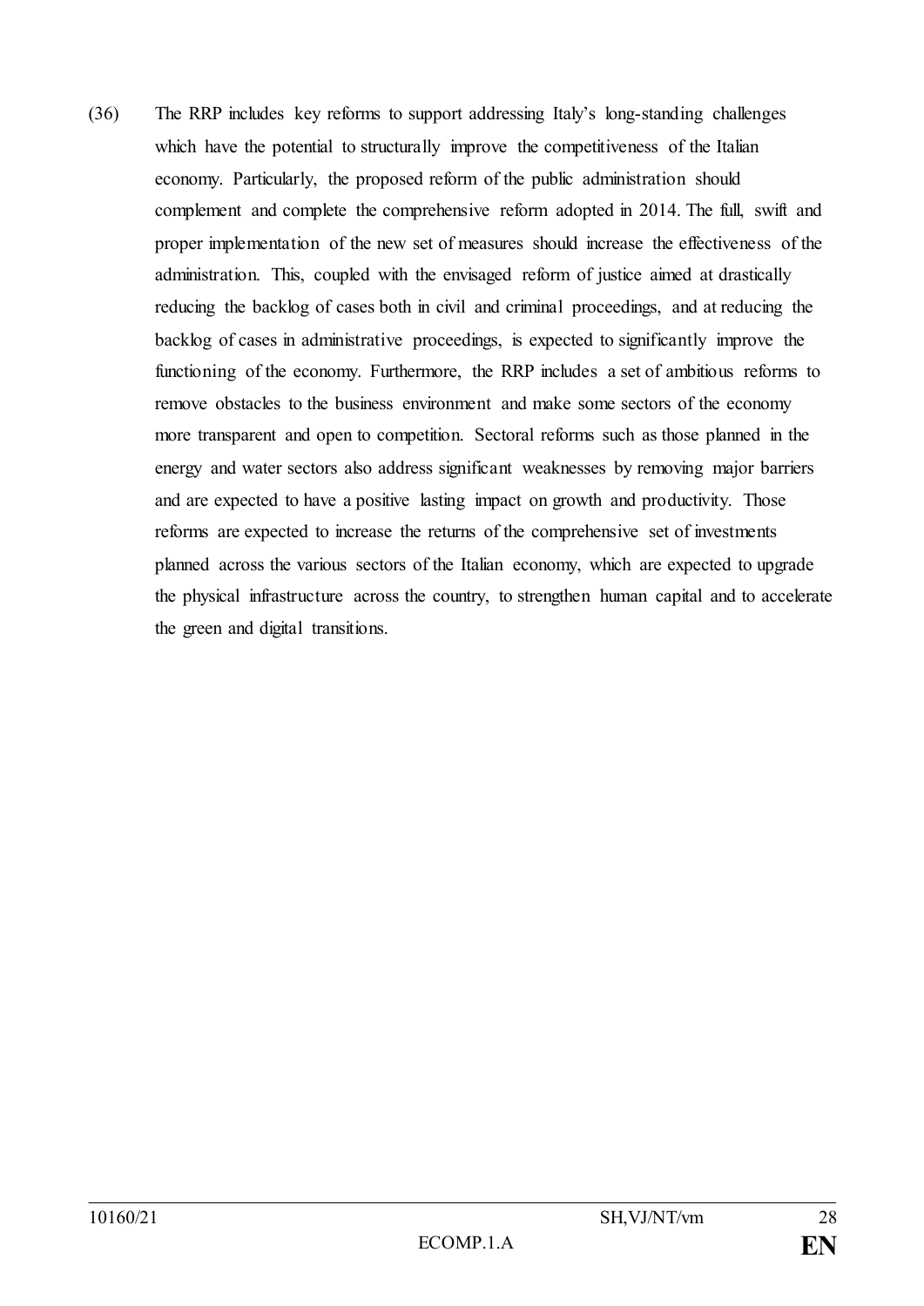(36) The RRP includes key reforms to support addressing Italy's long-standing challenges which have the potential to structurally improve the competitiveness of the Italian economy. Particularly, the proposed reform of the public administration should complement and complete the comprehensive reform adopted in 2014. The full, swift and proper implementation of the new set of measures should increase the effectiveness of the administration. This, coupled with the envisaged reform of justice aimed at drastically reducing the backlog of cases both in civil and criminal proceedings, and at reducing the backlog of cases in administrative proceedings, is expected to significantly improve the functioning of the economy. Furthermore, the RRP includes a set of ambitious reforms to remove obstacles to the business environment and make some sectors of the economy more transparent and open to competition. Sectoral reforms such as those planned in the energy and water sectors also address significant weaknesses by removing major barriers and are expected to have a positive lasting impact on growth and productivity. Those reforms are expected to increase the returns of the comprehensive set of investments planned across the various sectors of the Italian economy, which are expected to upgrade the physical infrastructure across the country, to strengthen human capital and to accelerate the green and digital transitions.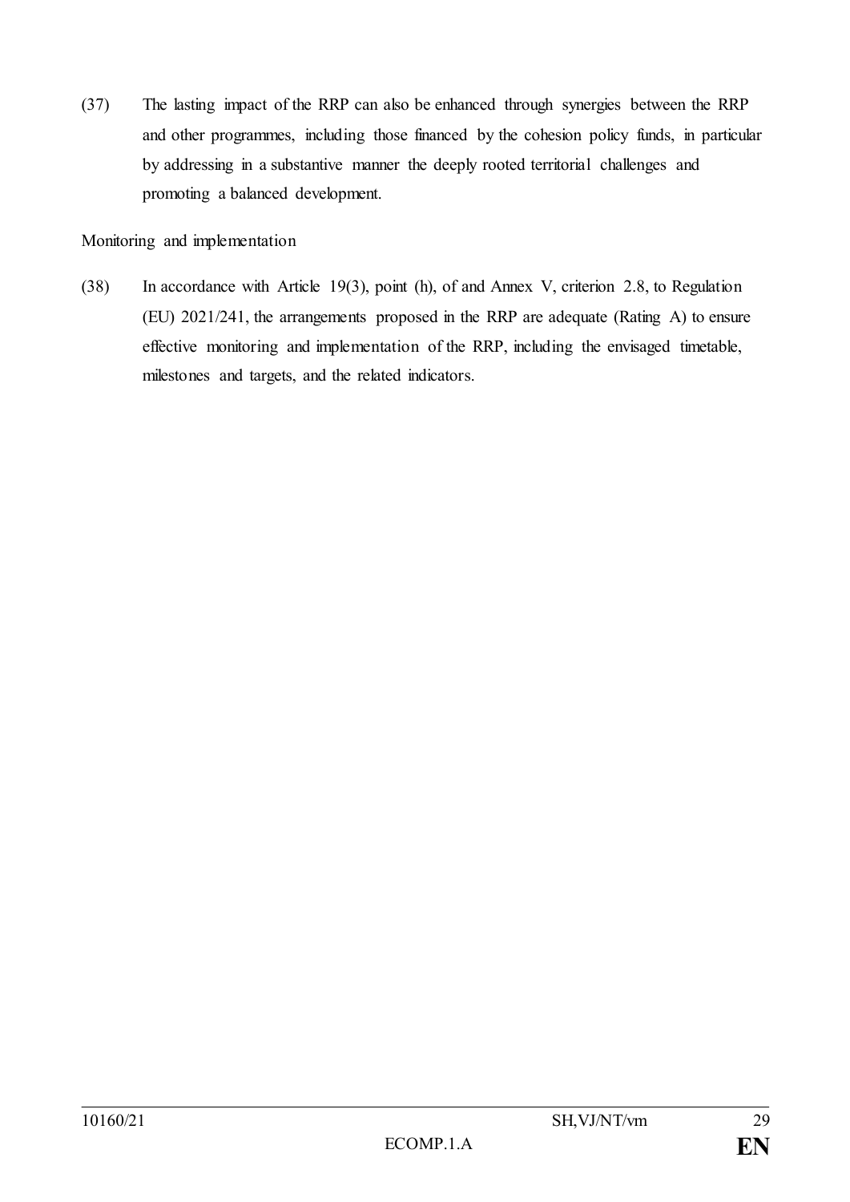(37) The lasting impact of the RRP can also be enhanced through synergies between the RRP and other programmes, including those financed by the cohesion policy funds, in particular by addressing in a substantive manner the deeply rooted territorial challenges and promoting a balanced development.

Monitoring and implementation

(38) In accordance with Article 19(3), point (h), of and Annex V, criterion 2.8, to Regulation (EU) 2021/241, the arrangements proposed in the RRP are adequate (Rating A) to ensure effective monitoring and implementation of the RRP, including the envisaged timetable, milestones and targets, and the related indicators.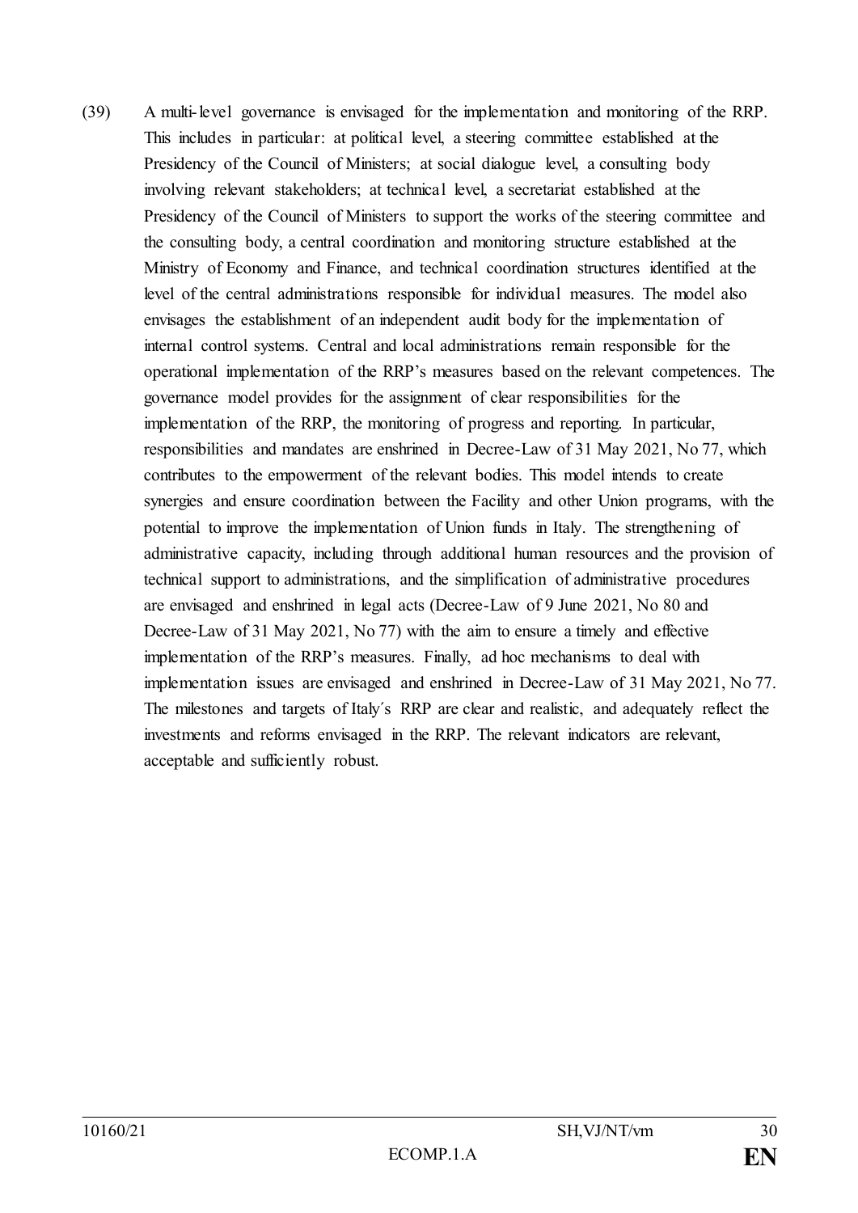(39) A multi-level governance is envisaged for the implementation and monitoring of the RRP. This includes in particular: at political level, a steering committee established at the Presidency of the Council of Ministers; at social dialogue level, a consulting body involving relevant stakeholders; at technical level, a secretariat established at the Presidency of the Council of Ministers to support the works of the steering committee and the consulting body, a central coordination and monitoring structure established at the Ministry of Economy and Finance, and technical coordination structures identified at the level of the central administrations responsible for individual measures. The model also envisages the establishment of an independent audit body for the implementation of internal control systems. Central and local administrations remain responsible for the operational implementation of the RRP's measures based on the relevant competences. The governance model provides for the assignment of clear responsibilities for the implementation of the RRP, the monitoring of progress and reporting. In particular, responsibilities and mandates are enshrined in Decree-Law of 31 May 2021, No 77, which contributes to the empowerment of the relevant bodies. This model intends to create synergies and ensure coordination between the Facility and other Union programs, with the potential to improve the implementation of Union funds in Italy. The strengthening of administrative capacity, including through additional human resources and the provision of technical support to administrations, and the simplification of administrative procedures are envisaged and enshrined in legal acts (Decree-Law of 9 June 2021, No 80 and Decree-Law of 31 May 2021, No 77) with the aim to ensure a timely and effective implementation of the RRP's measures. Finally, ad hoc mechanisms to deal with implementation issues are envisaged and enshrined in Decree-Law of 31 May 2021, No 77. The milestones and targets of Italy´s RRP are clear and realistic, and adequately reflect the investments and reforms envisaged in the RRP. The relevant indicators are relevant, acceptable and sufficiently robust.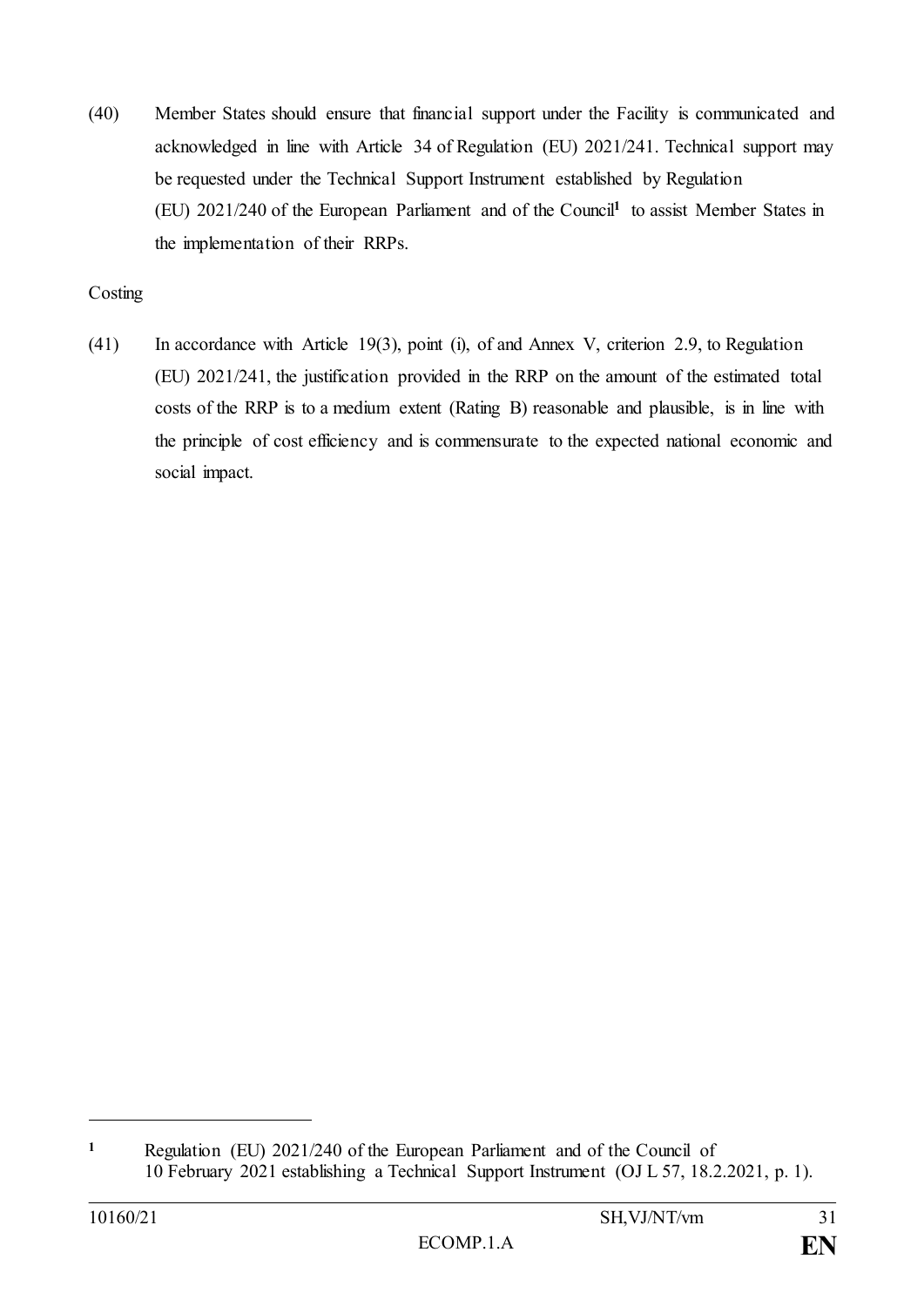(40) Member States should ensure that financial support under the Facility is communicated and acknowledged in line with Article 34 of Regulation (EU) 2021/241. Technical support may be requested under the Technical Support Instrument established by Regulation (EU) 2021/240 of the European Parliament and of the Council[1] to assist Member States in the implementation of their RRPs.

Costing

(41) In accordance with Article 19(3), point (i), of and Annex V, criterion 2.9, to Regulation (EU) 2021/241, the justification provided in the RRP on the amount of the estimated total costs of the RRP is to a medium extent (Rating B) reasonable and plausible, is in line with the principle of cost efficiency and is commensurate to the expected national economic and social impact.

---

[1] Regulation (EU) 2021/240 of the European Parliament and of the Council of 10 February 2021 establishing a Technical Support Instrument (OJ L 57, 18.2.2021, p. 1).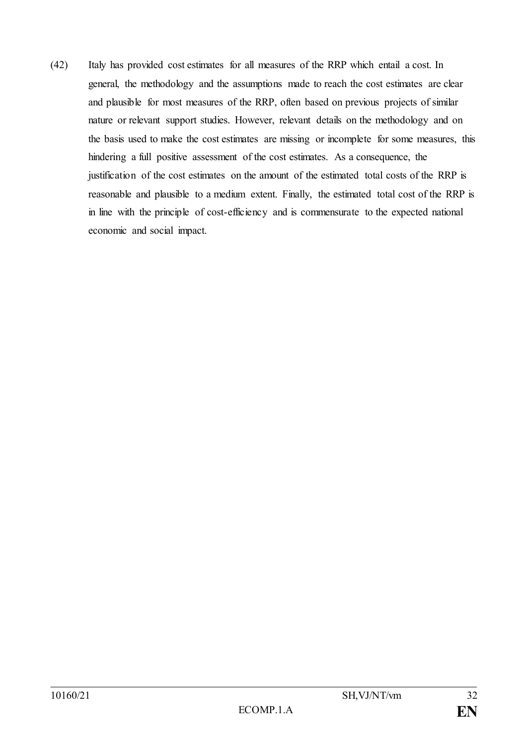(42) Italy has provided cost estimates for all measures of the RRP which entail a cost. In general, the methodology and the assumptions made to reach the cost estimates are clear and plausible for most measures of the RRP, often based on previous projects of similar nature or relevant support studies. However, relevant details on the methodology and on the basis used to make the cost estimates are missing or incomplete for some measures, this hindering a full positive assessment of the cost estimates. As a consequence, the justification of the cost estimates on the amount of the estimated total costs of the RRP is reasonable and plausible to a medium extent. Finally, the estimated total cost of the RRP is in line with the principle of cost-efficiency and is commensurate to the expected national economic and social impact.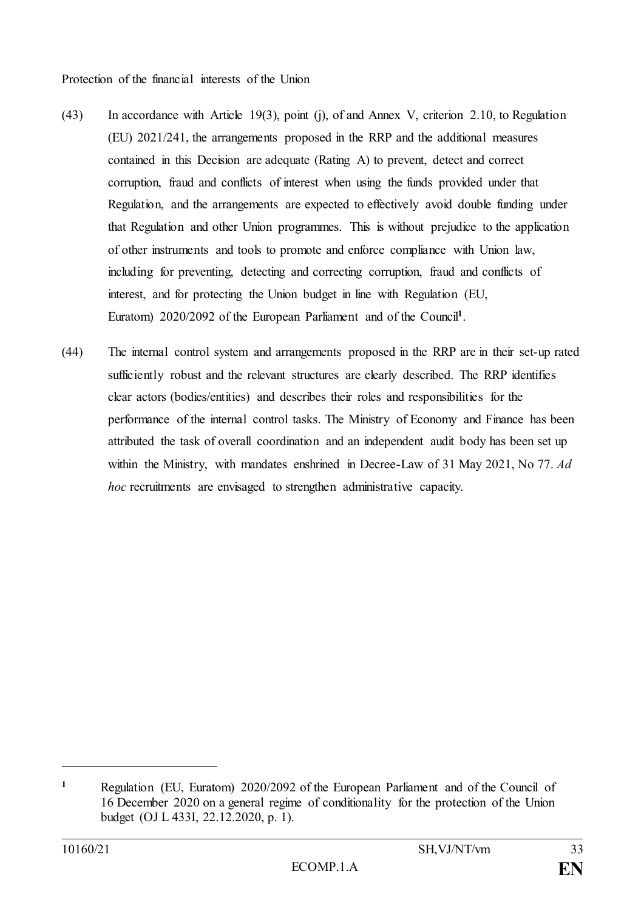Protection of the financial interests of the Union

(43) In accordance with Article 19(3), point (j), of and Annex V, criterion 2.10, to Regulation (EU) 2021/241, the arrangements proposed in the RRP and the additional measures contained in this Decision are adequate (Rating A) to prevent, detect and correct corruption, fraud and conflicts of interest when using the funds provided under that Regulation, and the arrangements are expected to effectively avoid double funding under that Regulation and other Union programmes. This is without prejudice to the application of other instruments and tools to promote and enforce compliance with Union law, including for preventing, detecting and correcting corruption, fraud and conflicts of interest, and for protecting the Union budget in line with Regulation (EU, Euratom) 2020/2092 of the European Parliament and of the Council[1].

(44) The internal control system and arrangements proposed in the RRP are in their set-up rated sufficiently robust and the relevant structures are clearly described. The RRP identifies clear actors (bodies/entities) and describes their roles and responsibilities for the performance of the internal control tasks. The Ministry of Economy and Finance has been attributed the task of overall coordination and an independent audit body has been set up within the Ministry, with mandates enshrined in Decree-Law of 31 May 2021, No 77. *Ad hoc* recruitments are envisaged to strengthen administrative capacity.

---

[1] Regulation (EU, Euratom) 2020/2092 of the European Parliament and of the Council of 16 December 2020 on a general regime of conditionality for the protection of the Union budget (OJ L 433I, 22.12.2020, p. 1).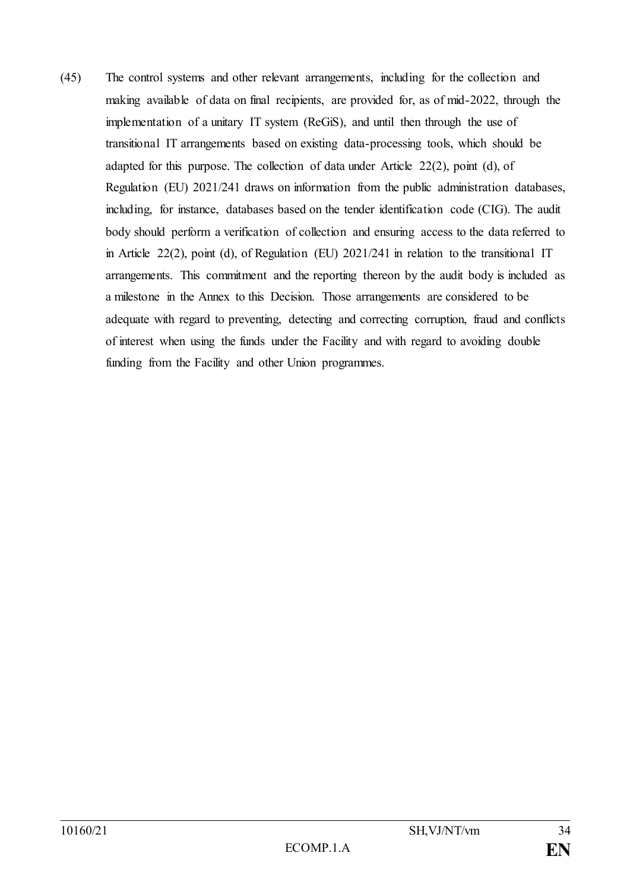(45) The control systems and other relevant arrangements, including for the collection and making available of data on final recipients, are provided for, as of mid-2022, through the implementation of a unitary IT system (ReGiS), and until then through the use of transitional IT arrangements based on existing data-processing tools, which should be adapted for this purpose. The collection of data under Article 22(2), point (d), of Regulation (EU) 2021/241 draws on information from the public administration databases, including, for instance, databases based on the tender identification code (CIG). The audit body should perform a verification of collection and ensuring access to the data referred to in Article 22(2), point (d), of Regulation (EU) 2021/241 in relation to the transitional IT arrangements. This commitment and the reporting thereon by the audit body is included as a milestone in the Annex to this Decision. Those arrangements are considered to be adequate with regard to preventing, detecting and correcting corruption, fraud and conflicts of interest when using the funds under the Facility and with regard to avoiding double funding from the Facility and other Union programmes.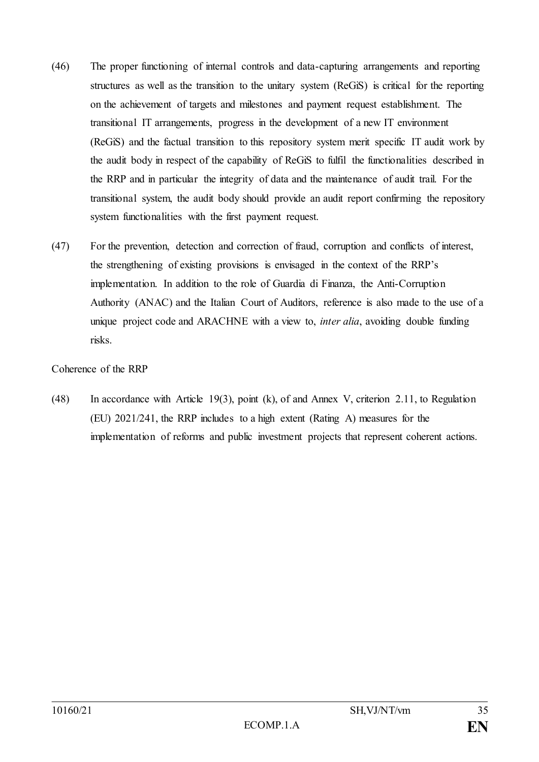(46) The proper functioning of internal controls and data-capturing arrangements and reporting structures as well as the transition to the unitary system (ReGiS) is critical for the reporting on the achievement of targets and milestones and payment request establishment. The transitional IT arrangements, progress in the development of a new IT environment (ReGiS) and the factual transition to this repository system merit specific IT audit work by the audit body in respect of the capability of ReGiS to fulfil the functionalities described in the RRP and in particular the integrity of data and the maintenance of audit trail. For the transitional system, the audit body should provide an audit report confirming the repository system functionalities with the first payment request.

(47) For the prevention, detection and correction of fraud, corruption and conflicts of interest, the strengthening of existing provisions is envisaged in the context of the RRP's implementation. In addition to the role of Guardia di Finanza, the Anti-Corruption Authority (ANAC) and the Italian Court of Auditors, reference is also made to the use of a unique project code and ARACHNE with a view to, *inter alia*, avoiding double funding risks.

Coherence of the RRP

(48) In accordance with Article 19(3), point (k), of and Annex V, criterion 2.11, to Regulation (EU) 2021/241, the RRP includes to a high extent (Rating A) measures for the implementation of reforms and public investment projects that represent coherent actions.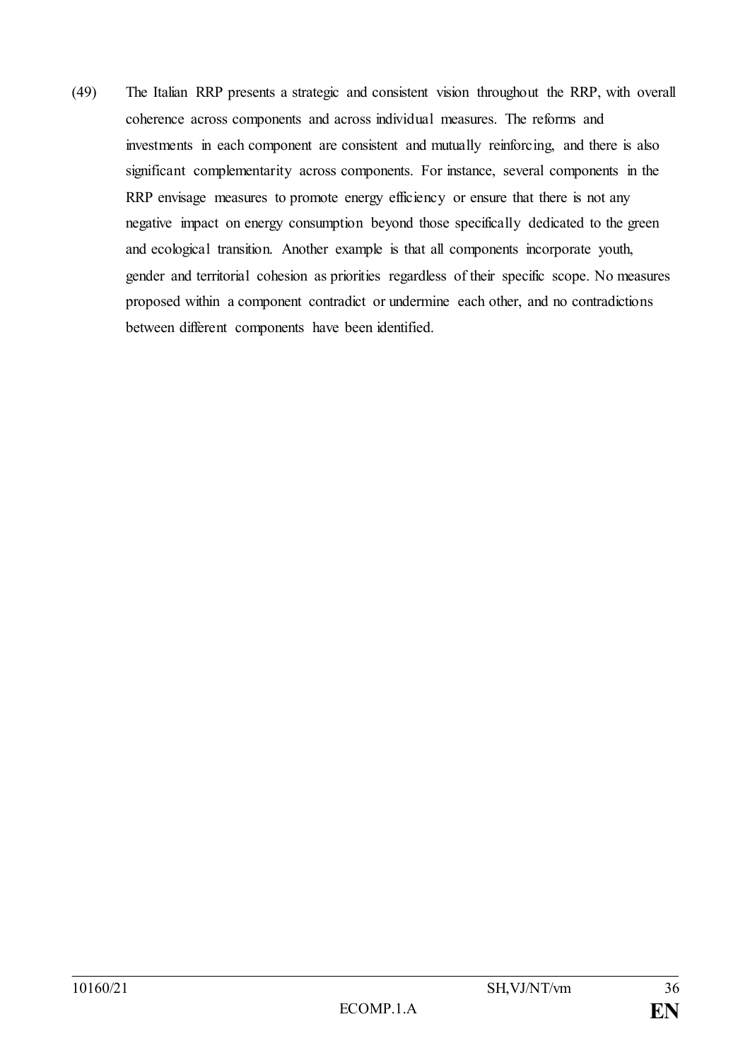(49) The Italian RRP presents a strategic and consistent vision throughout the RRP, with overall coherence across components and across individual measures. The reforms and investments in each component are consistent and mutually reinforcing, and there is also significant complementarity across components. For instance, several components in the RRP envisage measures to promote energy efficiency or ensure that there is not any negative impact on energy consumption beyond those specifically dedicated to the green and ecological transition. Another example is that all components incorporate youth, gender and territorial cohesion as priorities regardless of their specific scope. No measures proposed within a component contradict or undermine each other, and no contradictions between different components have been identified.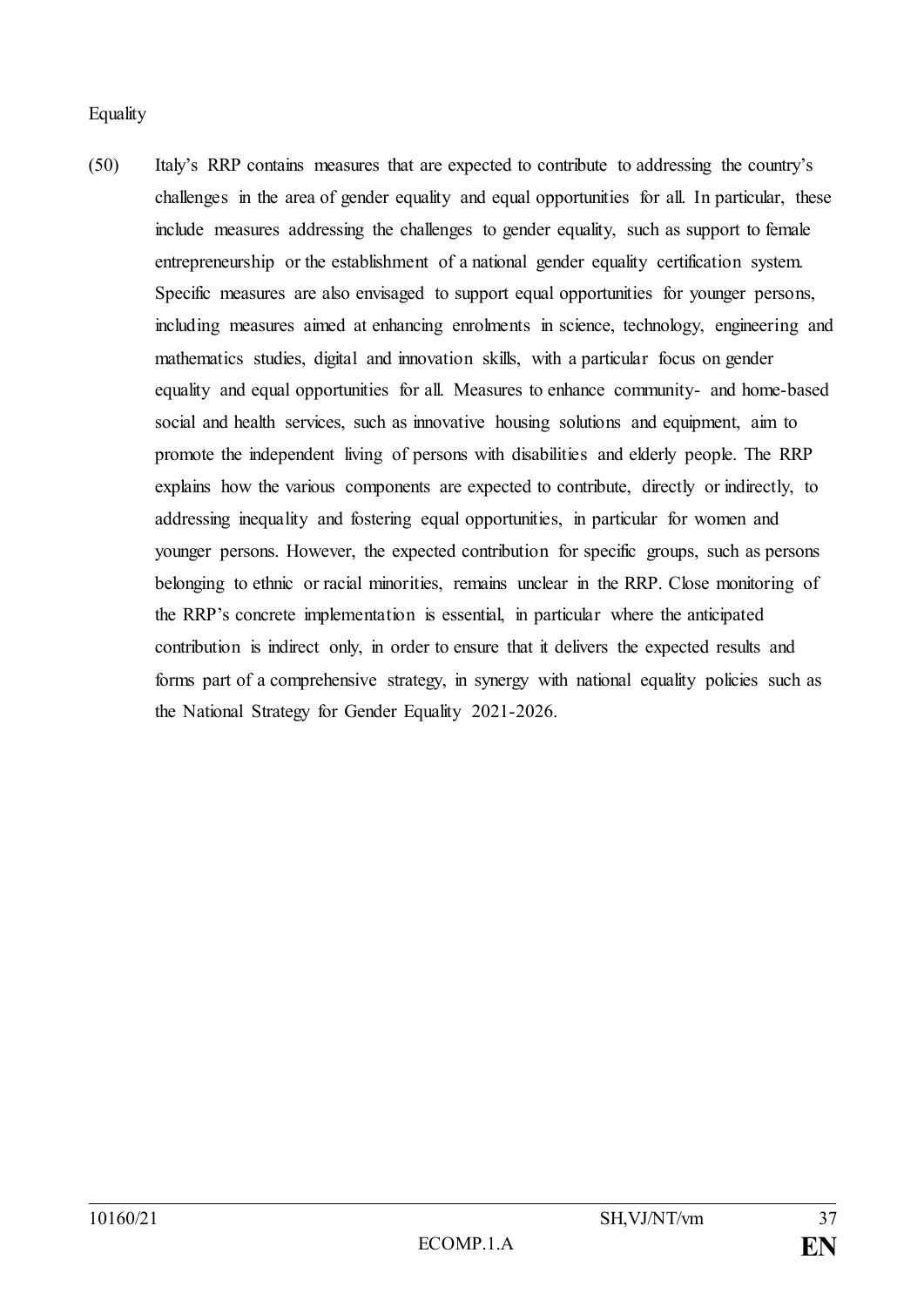Equality

(50) Italy's RRP contains measures that are expected to contribute to addressing the country's challenges in the area of gender equality and equal opportunities for all. In particular, these include measures addressing the challenges to gender equality, such as support to female entrepreneurship or the establishment of a national gender equality certification system. Specific measures are also envisaged to support equal opportunities for younger persons, including measures aimed at enhancing enrolments in science, technology, engineering and mathematics studies, digital and innovation skills, with a particular focus on gender equality and equal opportunities for all. Measures to enhance community- and home-based social and health services, such as innovative housing solutions and equipment, aim to promote the independent living of persons with disabilities and elderly people. The RRP explains how the various components are expected to contribute, directly or indirectly, to addressing inequality and fostering equal opportunities, in particular for women and younger persons. However, the expected contribution for specific groups, such as persons belonging to ethnic or racial minorities, remains unclear in the RRP. Close monitoring of the RRP's concrete implementation is essential, in particular where the anticipated contribution is indirect only, in order to ensure that it delivers the expected results and forms part of a comprehensive strategy, in synergy with national equality policies such as the National Strategy for Gender Equality 2021-2026.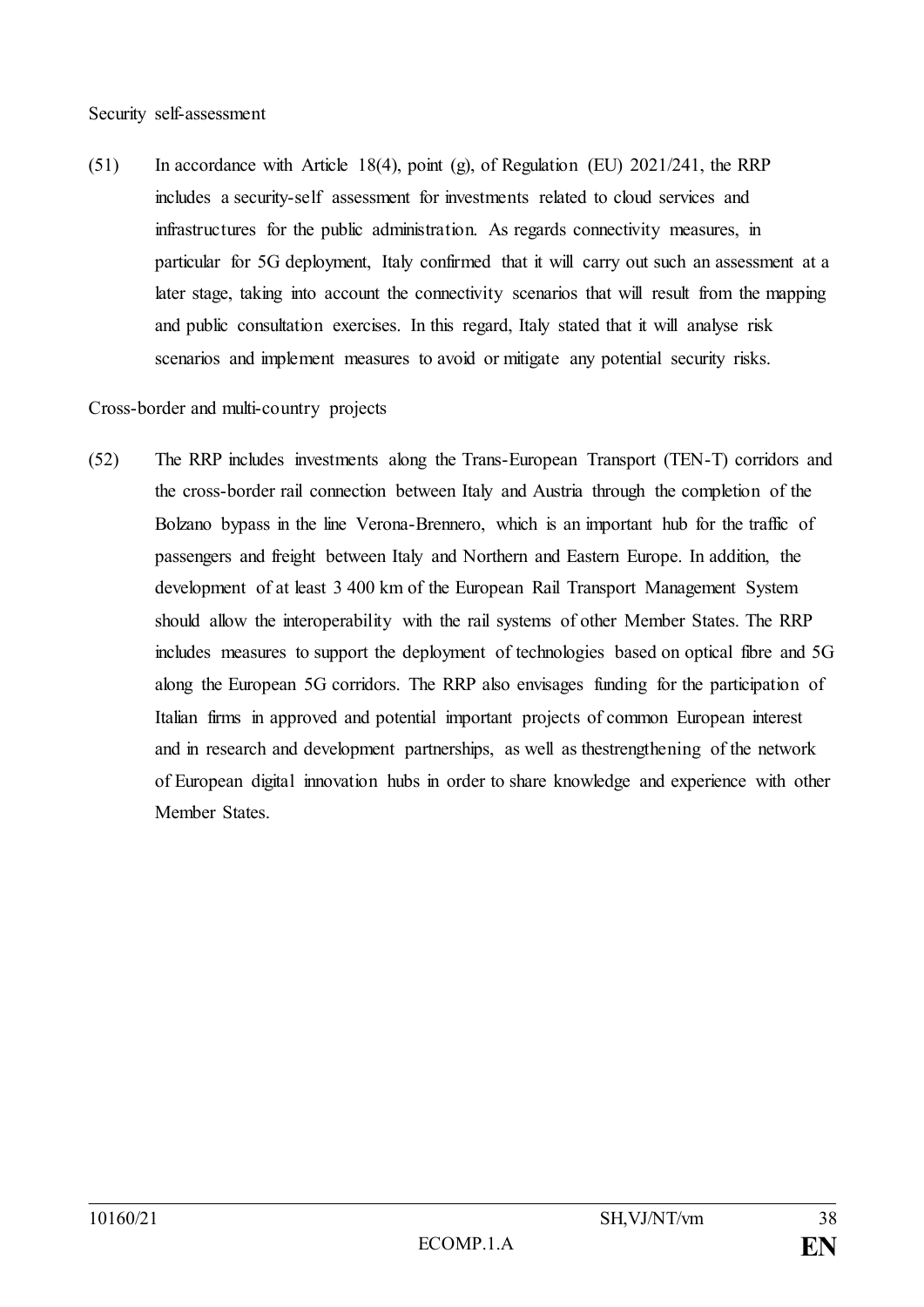Security self-assessment

(51) In accordance with Article 18(4), point (g), of Regulation (EU) 2021/241, the RRP includes a security-self assessment for investments related to cloud services and infrastructures for the public administration. As regards connectivity measures, in particular for 5G deployment, Italy confirmed that it will carry out such an assessment at a later stage, taking into account the connectivity scenarios that will result from the mapping and public consultation exercises. In this regard, Italy stated that it will analyse risk scenarios and implement measures to avoid or mitigate any potential security risks.

Cross-border and multi-country projects

(52) The RRP includes investments along the Trans-European Transport (TEN-T) corridors and the cross-border rail connection between Italy and Austria through the completion of the Bolzano bypass in the line Verona-Brennero, which is an important hub for the traffic of passengers and freight between Italy and Northern and Eastern Europe. In addition, the development of at least 3 400 km of the European Rail Transport Management System should allow the interoperability with the rail systems of other Member States. The RRP includes measures to support the deployment of technologies based on optical fibre and 5G along the European 5G corridors. The RRP also envisages funding for the participation of Italian firms in approved and potential important projects of common European interest and in research and development partnerships, as well as thestrengthening of the network of European digital innovation hubs in order to share knowledge and experience with other Member States.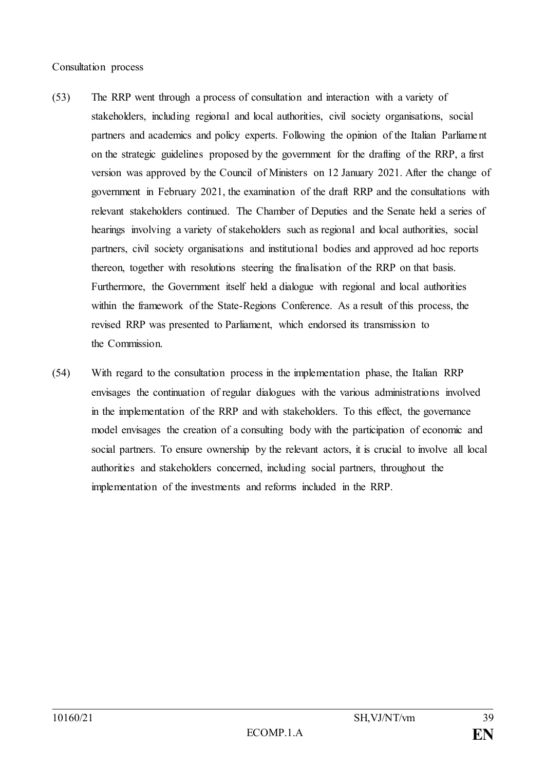Consultation process

(53) The RRP went through a process of consultation and interaction with a variety of stakeholders, including regional and local authorities, civil society organisations, social partners and academics and policy experts. Following the opinion of the Italian Parliament on the strategic guidelines proposed by the government for the drafting of the RRP, a first version was approved by the Council of Ministers on 12 January 2021. After the change of government in February 2021, the examination of the draft RRP and the consultations with relevant stakeholders continued. The Chamber of Deputies and the Senate held a series of hearings involving a variety of stakeholders such as regional and local authorities, social partners, civil society organisations and institutional bodies and approved ad hoc reports thereon, together with resolutions steering the finalisation of the RRP on that basis. Furthermore, the Government itself held a dialogue with regional and local authorities within the framework of the State-Regions Conference. As a result of this process, the revised RRP was presented to Parliament, which endorsed its transmission to the Commission.

(54) With regard to the consultation process in the implementation phase, the Italian RRP envisages the continuation of regular dialogues with the various administrations involved in the implementation of the RRP and with stakeholders. To this effect, the governance model envisages the creation of a consulting body with the participation of economic and social partners. To ensure ownership by the relevant actors, it is crucial to involve all local authorities and stakeholders concerned, including social partners, throughout the implementation of the investments and reforms included in the RRP.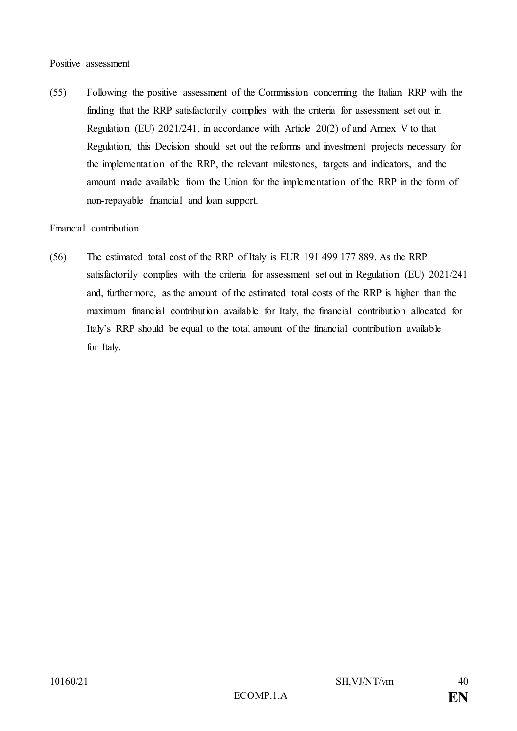Positive assessment

(55) Following the positive assessment of the Commission concerning the Italian RRP with the finding that the RRP satisfactorily complies with the criteria for assessment set out in Regulation (EU) 2021/241, in accordance with Article 20(2) of and Annex V to that Regulation, this Decision should set out the reforms and investment projects necessary for the implementation of the RRP, the relevant milestones, targets and indicators, and the amount made available from the Union for the implementation of the RRP in the form of non-repayable financial and loan support.

Financial contribution

(56) The estimated total cost of the RRP of Italy is EUR 191 499 177 889. As the RRP satisfactorily complies with the criteria for assessment set out in Regulation (EU) 2021/241 and, furthermore, as the amount of the estimated total costs of the RRP is higher than the maximum financial contribution available for Italy, the financial contribution allocated for Italy's RRP should be equal to the total amount of the financial contribution available for Italy.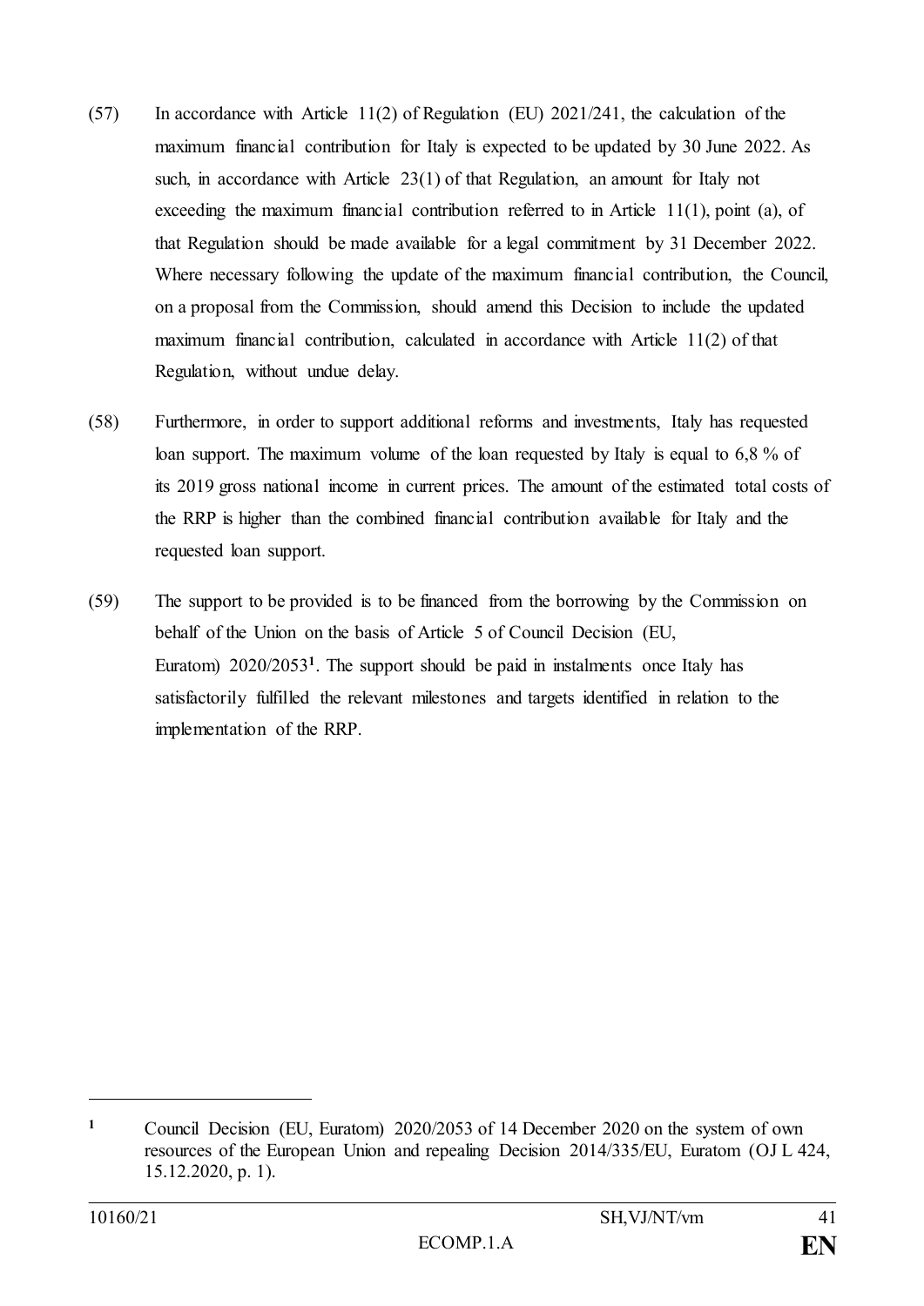(57) In accordance with Article 11(2) of Regulation (EU) 2021/241, the calculation of the maximum financial contribution for Italy is expected to be updated by 30 June 2022. As such, in accordance with Article 23(1) of that Regulation, an amount for Italy not exceeding the maximum financial contribution referred to in Article 11(1), point (a), of that Regulation should be made available for a legal commitment by 31 December 2022. Where necessary following the update of the maximum financial contribution, the Council, on a proposal from the Commission, should amend this Decision to include the updated maximum financial contribution, calculated in accordance with Article 11(2) of that Regulation, without undue delay.

(58) Furthermore, in order to support additional reforms and investments, Italy has requested loan support. The maximum volume of the loan requested by Italy is equal to 6,8 % of its 2019 gross national income in current prices. The amount of the estimated total costs of the RRP is higher than the combined financial contribution available for Italy and the requested loan support.

(59) The support to be provided is to be financed from the borrowing by the Commission on behalf of the Union on the basis of Article 5 of Council Decision (EU, Euratom) 2020/2053[1]. The support should be paid in instalments once Italy has satisfactorily fulfilled the relevant milestones and targets identified in relation to the implementation of the RRP.

---

[1] Council Decision (EU, Euratom) 2020/2053 of 14 December 2020 on the system of own resources of the European Union and repealing Decision 2014/335/EU, Euratom (OJ L 424, 15.12.2020, p. 1).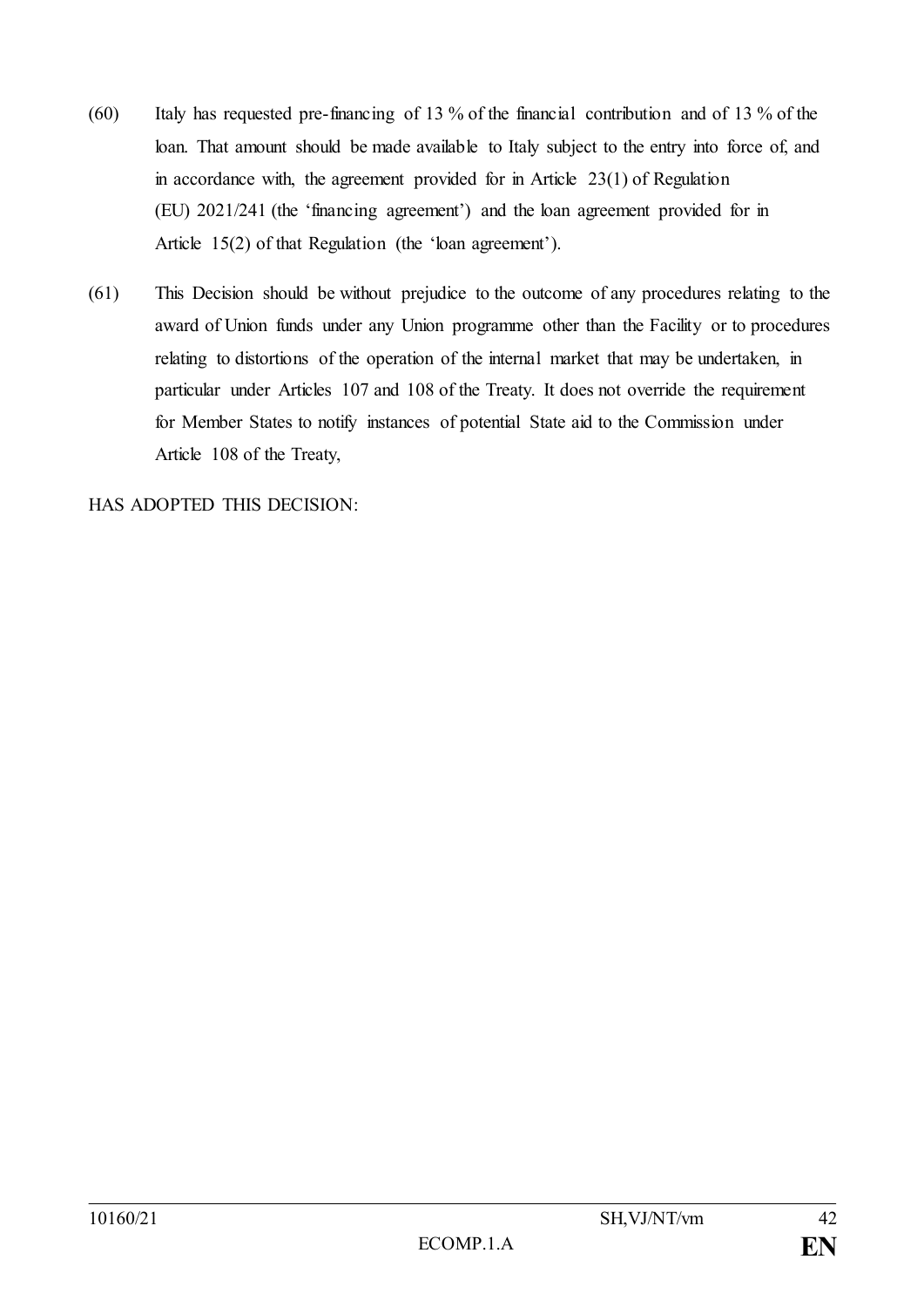(60) Italy has requested pre-financing of 13 % of the financial contribution and of 13 % of the loan. That amount should be made available to Italy subject to the entry into force of, and in accordance with, the agreement provided for in Article 23(1) of Regulation (EU) 2021/241 (the 'financing agreement') and the loan agreement provided for in Article 15(2) of that Regulation (the 'loan agreement').

(61) This Decision should be without prejudice to the outcome of any procedures relating to the award of Union funds under any Union programme other than the Facility or to procedures relating to distortions of the operation of the internal market that may be undertaken, in particular under Articles 107 and 108 of the Treaty. It does not override the requirement for Member States to notify instances of potential State aid to the Commission under Article 108 of the Treaty,

HAS ADOPTED THIS DECISION: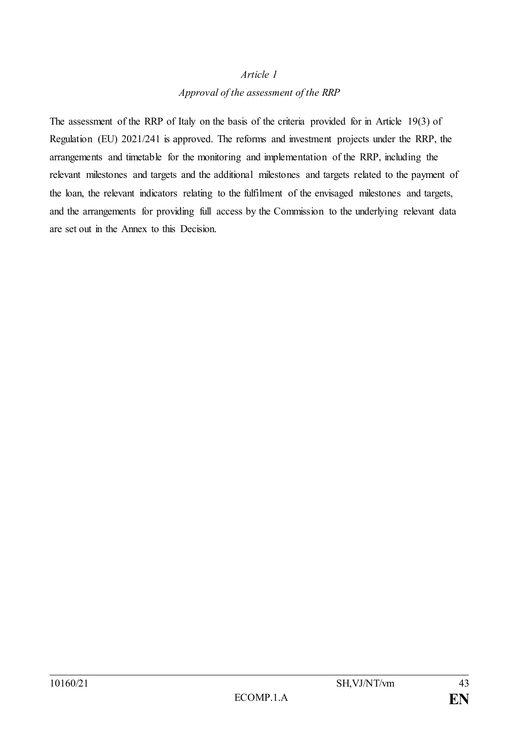*Article 1*

*Approval of the assessment of the RRP*

The assessment of the RRP of Italy on the basis of the criteria provided for in Article 19(3) of Regulation (EU) 2021/241 is approved. The reforms and investment projects under the RRP, the arrangements and timetable for the monitoring and implementation of the RRP, including the relevant milestones and targets and the additional milestones and targets related to the payment of the loan, the relevant indicators relating to the fulfilment of the envisaged milestones and targets, and the arrangements for providing full access by the Commission to the underlying relevant data are set out in the Annex to this Decision.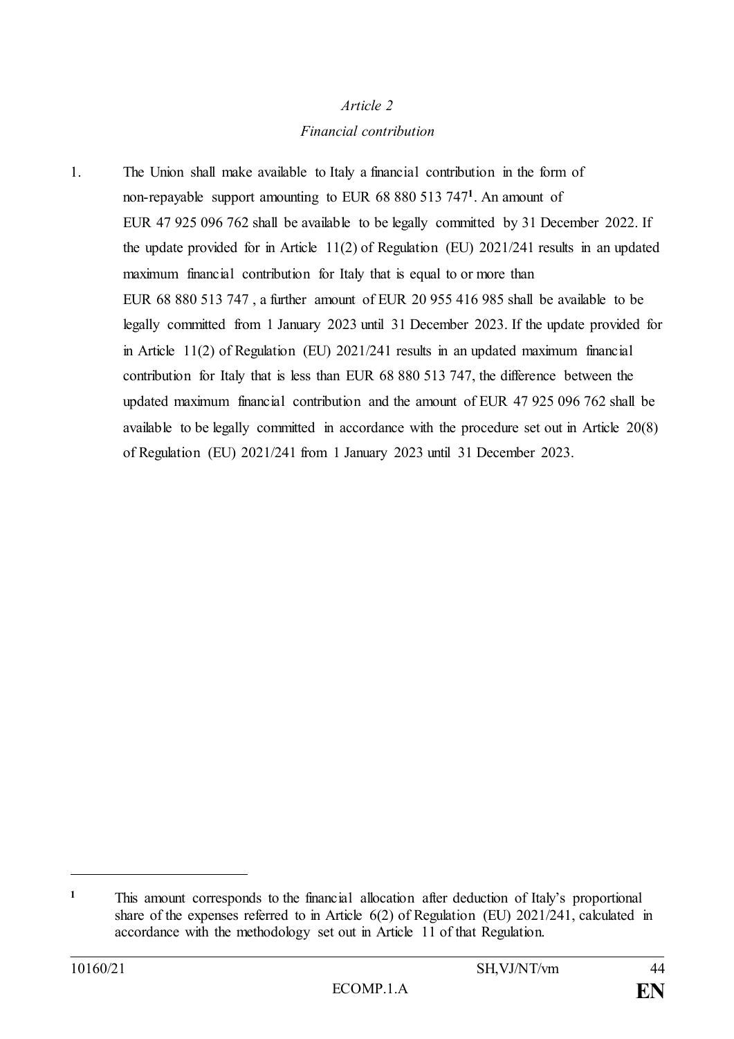*Article 2*

*Financial contribution*

1. The Union shall make available to Italy a financial contribution in the form of non-repayable support amounting to EUR 68 880 513 747[1]. An amount of EUR 47 925 096 762 shall be available to be legally committed by 31 December 2022. If the update provided for in Article 11(2) of Regulation (EU) 2021/241 results in an updated maximum financial contribution for Italy that is equal to or more than EUR 68 880 513 747 , a further amount of EUR 20 955 416 985 shall be available to be legally committed from 1 January 2023 until 31 December 2023. If the update provided for in Article 11(2) of Regulation (EU) 2021/241 results in an updated maximum financial contribution for Italy that is less than EUR 68 880 513 747, the difference between the updated maximum financial contribution and the amount of EUR 47 925 096 762 shall be available to be legally committed in accordance with the procedure set out in Article 20(8) of Regulation (EU) 2021/241 from 1 January 2023 until 31 December 2023.

---

[1] This amount corresponds to the financial allocation after deduction of Italy's proportional share of the expenses referred to in Article 6(2) of Regulation (EU) 2021/241, calculated in accordance with the methodology set out in Article 11 of that Regulation.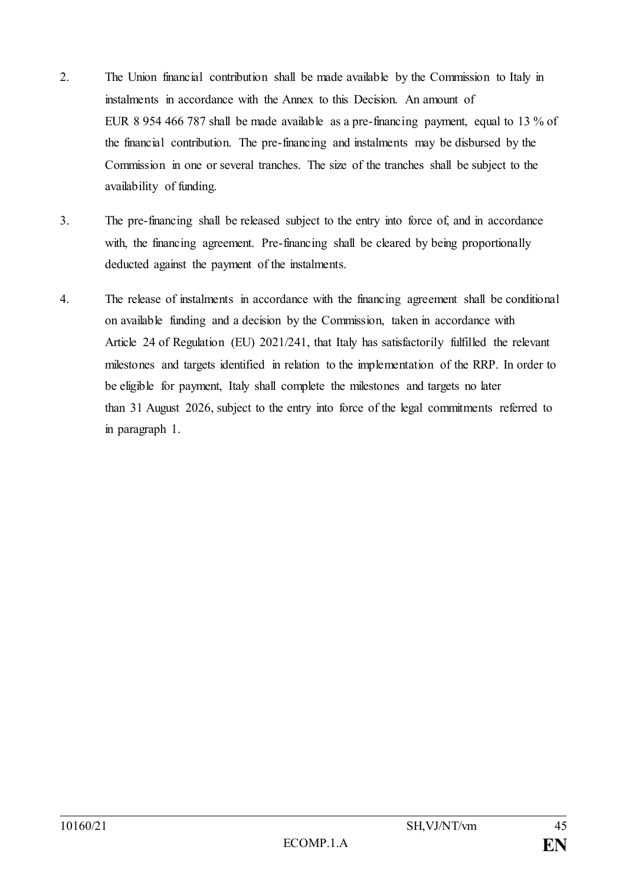2. The Union financial contribution shall be made available by the Commission to Italy in instalments in accordance with the Annex to this Decision. An amount of EUR 8 954 466 787 shall be made available as a pre-financing payment, equal to 13 % of the financial contribution. The pre-financing and instalments may be disbursed by the Commission in one or several tranches. The size of the tranches shall be subject to the availability of funding.

3. The pre-financing shall be released subject to the entry into force of, and in accordance with, the financing agreement. Pre-financing shall be cleared by being proportionally deducted against the payment of the instalments.

4. The release of instalments in accordance with the financing agreement shall be conditional on available funding and a decision by the Commission, taken in accordance with Article 24 of Regulation (EU) 2021/241, that Italy has satisfactorily fulfilled the relevant milestones and targets identified in relation to the implementation of the RRP. In order to be eligible for payment, Italy shall complete the milestones and targets no later than 31 August 2026, subject to the entry into force of the legal commitments referred to in paragraph 1.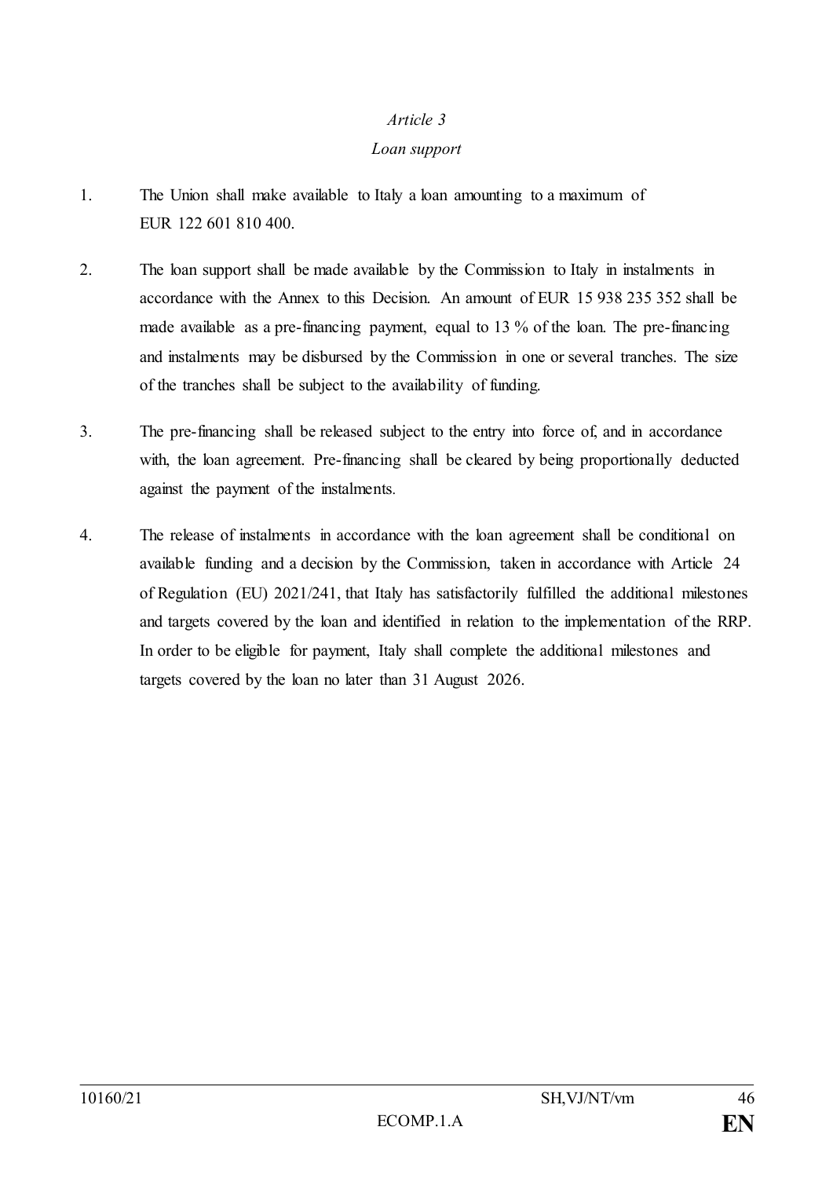*Article 3*

*Loan support*

1. The Union shall make available to Italy a loan amounting to a maximum of EUR 122 601 810 400.

2. The loan support shall be made available by the Commission to Italy in instalments in accordance with the Annex to this Decision. An amount of EUR 15 938 235 352 shall be made available as a pre-financing payment, equal to 13 % of the loan. The pre-financing and instalments may be disbursed by the Commission in one or several tranches. The size of the tranches shall be subject to the availability of funding.

3. The pre-financing shall be released subject to the entry into force of, and in accordance with, the loan agreement. Pre-financing shall be cleared by being proportionally deducted against the payment of the instalments.

4. The release of instalments in accordance with the loan agreement shall be conditional on available funding and a decision by the Commission, taken in accordance with Article 24 of Regulation (EU) 2021/241, that Italy has satisfactorily fulfilled the additional milestones and targets covered by the loan and identified in relation to the implementation of the RRP. In order to be eligible for payment, Italy shall complete the additional milestones and targets covered by the loan no later than 31 August 2026.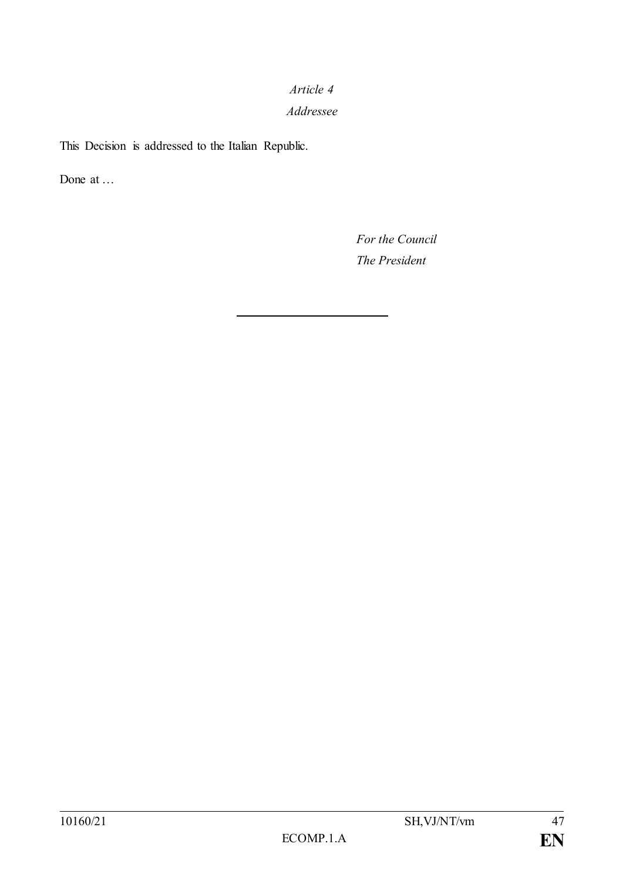*Article 4*

*Addressee*

This Decision is addressed to the Italian Republic.

Done at …

*For the Council*

*The President*